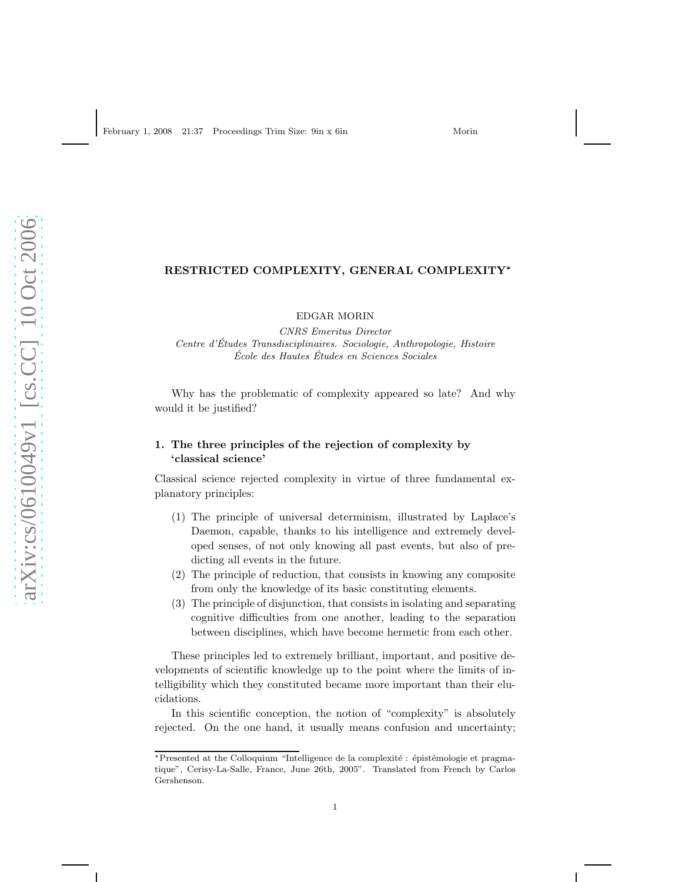# RESTRICTED COMPLEXITY, GENERAL COMPLEXITY*

EDGAR MORIN

*CNRS Emeritus Director*
*Centre d'Études Transdisciplinaires. Sociologie, Anthropologie, Histoire*
*École des Hautes Études en Sciences Sociales*

Why has the problematic of complexity appeared so late? And why would it be justified?

## 1. The three principles of the rejection of complexity by 'classical science'

Classical science rejected complexity in virtue of three fundamental explanatory principles:

(1) The principle of universal determinism, illustrated by Laplace's Daemon, capable, thanks to his intelligence and extremely developed senses, of not only knowing all past events, but also of predicting all events in the future.

(2) The principle of reduction, that consists in knowing any composite from only the knowledge of its basic constituting elements.

(3) The principle of disjunction, that consists in isolating and separating cognitive difficulties from one another, leading to the separation between disciplines, which have become hermetic from each other.

These principles led to extremely brilliant, important, and positive developments of scientific knowledge up to the point where the limits of intelligibility which they constituted became more important than their elucidations.

In this scientific conception, the notion of "complexity" is absolutely rejected. On the one hand, it usually means confusion and uncertainty;

*Presented at the Colloquium "Intelligence de la complexité : épistémologie et pragmatique", Cerisy-La-Salle, France, June 26th, 2005". Translated from French by Carlos Gershenson.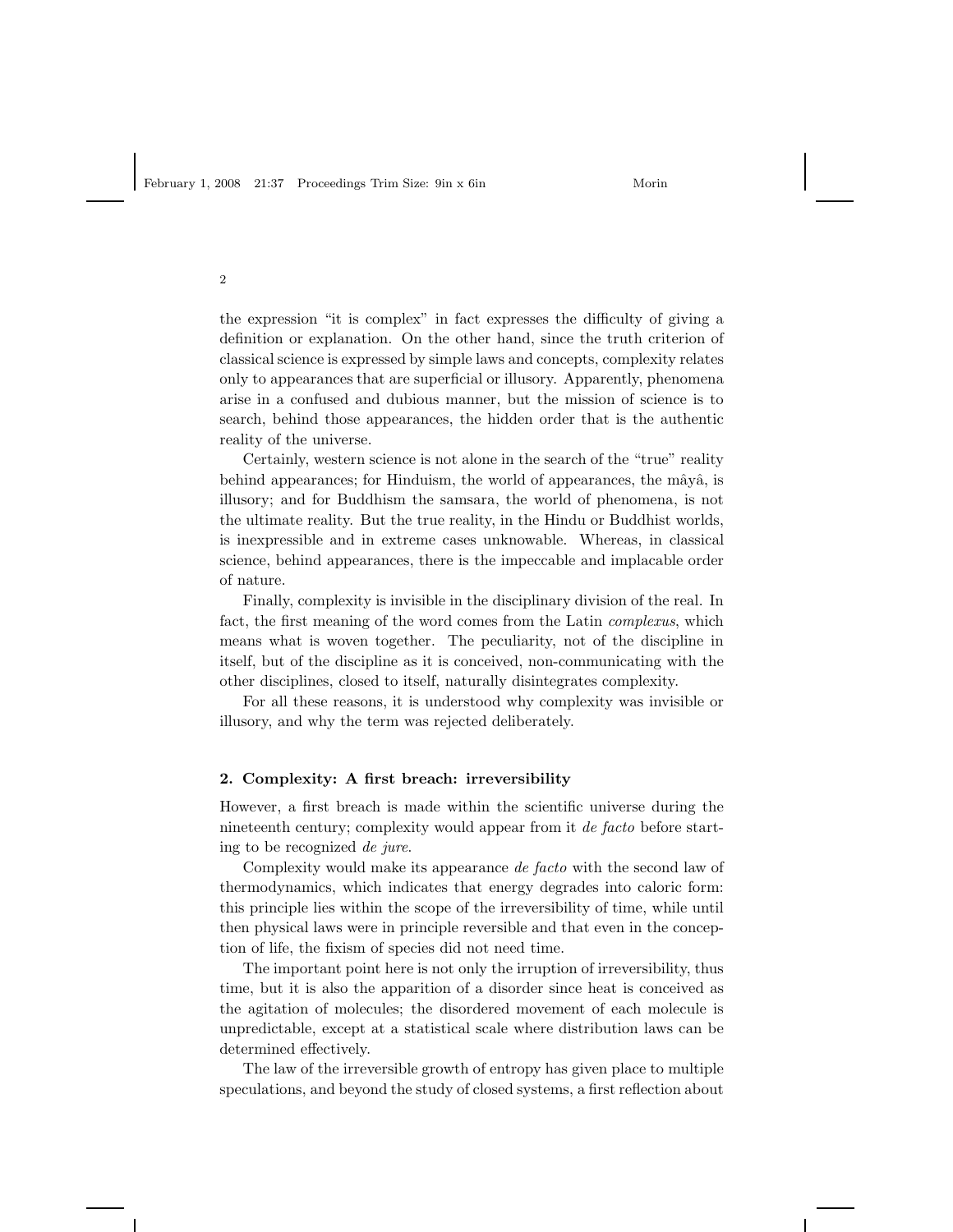the expression "it is complex" in fact expresses the difficulty of giving a definition or explanation. On the other hand, since the truth criterion of classical science is expressed by simple laws and concepts, complexity relates only to appearances that are superficial or illusory. Apparently, phenomena arise in a confused and dubious manner, but the mission of science is to search, behind those appearances, the hidden order that is the authentic reality of the universe.

Certainly, western science is not alone in the search of the "true" reality behind appearances; for Hinduism, the world of appearances, the mâyâ, is illusory; and for Buddhism the samsara, the world of phenomena, is not the ultimate reality. But the true reality, in the Hindu or Buddhist worlds, is inexpressible and in extreme cases unknowable. Whereas, in classical science, behind appearances, there is the impeccable and implacable order of nature.

Finally, complexity is invisible in the disciplinary division of the real. In fact, the first meaning of the word comes from the Latin *complexus*, which means what is woven together. The peculiarity, not of the discipline in itself, but of the discipline as it is conceived, non-communicating with the other disciplines, closed to itself, naturally disintegrates complexity.

For all these reasons, it is understood why complexity was invisible or illusory, and why the term was rejected deliberately.

## 2. Complexity: A first breach: irreversibility

However, a first breach is made within the scientific universe during the nineteenth century; complexity would appear from it *de facto* before starting to be recognized *de jure*.

Complexity would make its appearance *de facto* with the second law of thermodynamics, which indicates that energy degrades into caloric form: this principle lies within the scope of the irreversibility of time, while until then physical laws were in principle reversible and that even in the conception of life, the fixism of species did not need time.

The important point here is not only the irruption of irreversibility, thus time, but it is also the apparition of a disorder since heat is conceived as the agitation of molecules; the disordered movement of each molecule is unpredictable, except at a statistical scale where distribution laws can be determined effectively.

The law of the irreversible growth of entropy has given place to multiple speculations, and beyond the study of closed systems, a first reflection about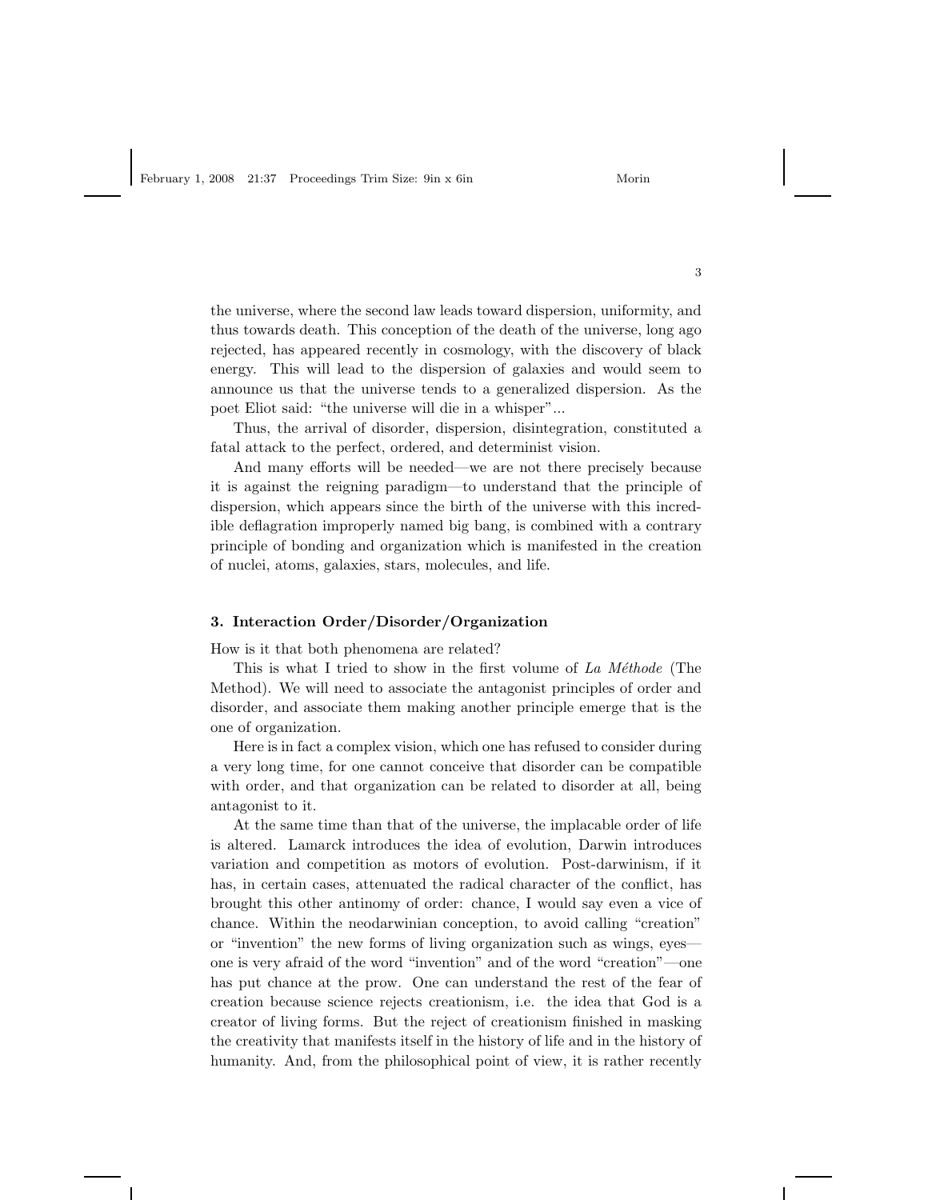the universe, where the second law leads toward dispersion, uniformity, and thus towards death. This conception of the death of the universe, long ago rejected, has appeared recently in cosmology, with the discovery of black energy. This will lead to the dispersion of galaxies and would seem to announce us that the universe tends to a generalized dispersion. As the poet Eliot said: "the universe will die in a whisper"...

Thus, the arrival of disorder, dispersion, disintegration, constituted a fatal attack to the perfect, ordered, and determinist vision.

And many efforts will be needed—we are not there precisely because it is against the reigning paradigm—to understand that the principle of dispersion, which appears since the birth of the universe with this incredible deflagration improperly named big bang, is combined with a contrary principle of bonding and organization which is manifested in the creation of nuclei, atoms, galaxies, stars, molecules, and life.

## 3. Interaction Order/Disorder/Organization

How is it that both phenomena are related?

This is what I tried to show in the first volume of *La Méthode* (The Method). We will need to associate the antagonist principles of order and disorder, and associate them making another principle emerge that is the one of organization.

Here is in fact a complex vision, which one has refused to consider during a very long time, for one cannot conceive that disorder can be compatible with order, and that organization can be related to disorder at all, being antagonist to it.

At the same time than that of the universe, the implacable order of life is altered. Lamarck introduces the idea of evolution, Darwin introduces variation and competition as motors of evolution. Post-darwinism, if it has, in certain cases, attenuated the radical character of the conflict, has brought this other antinomy of order: chance, I would say even a vice of chance. Within the neodarwinian conception, to avoid calling "creation" or "invention" the new forms of living organization such as wings, eyes—one is very afraid of the word "invention" and of the word "creation"—one has put chance at the prow. One can understand the rest of the fear of creation because science rejects creationism, i.e. the idea that God is a creator of living forms. But the reject of creationism finished in masking the creativity that manifests itself in the history of life and in the history of humanity. And, from the philosophical point of view, it is rather recently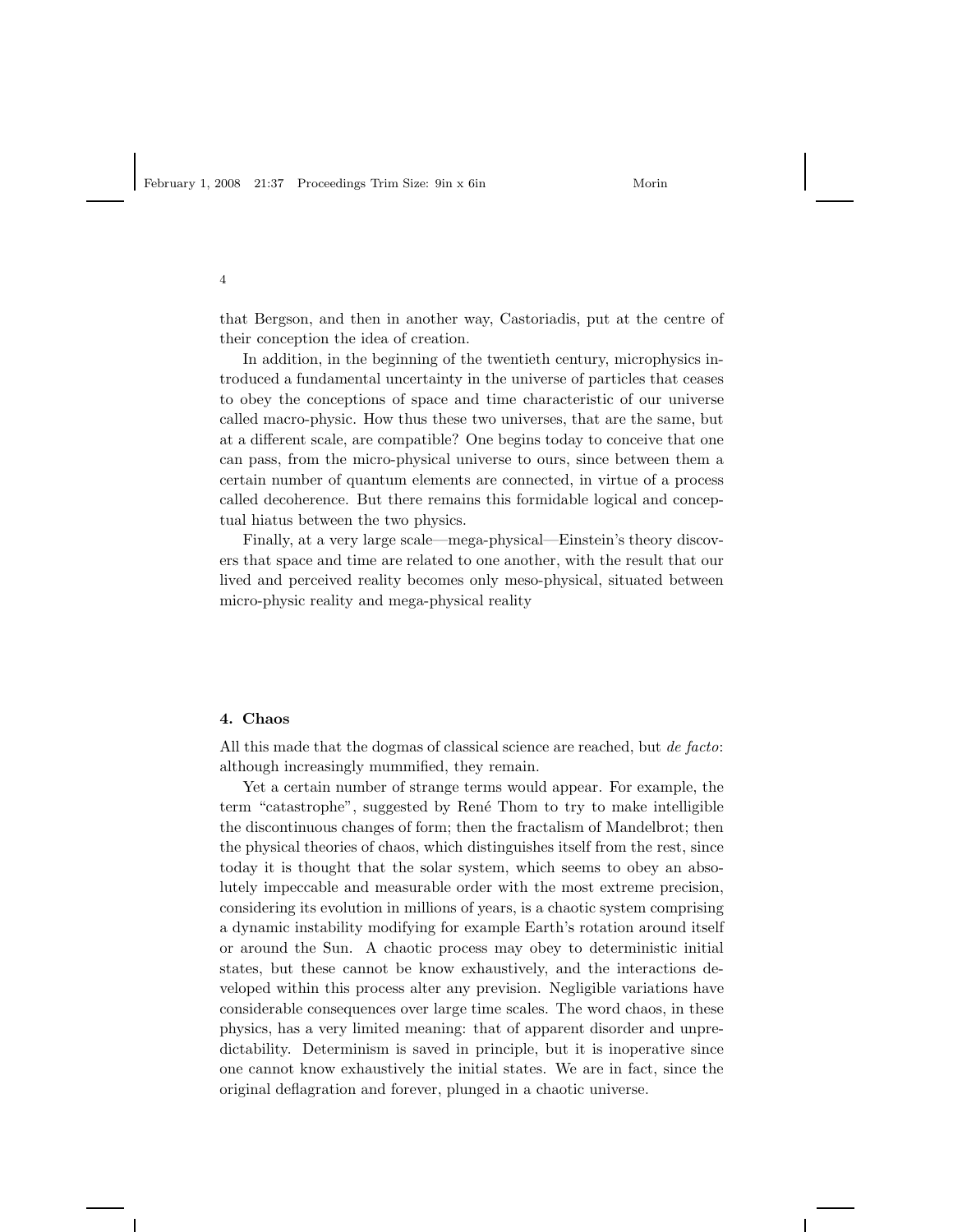that Bergson, and then in another way, Castoriadis, put at the centre of their conception the idea of creation.

In addition, in the beginning of the twentieth century, microphysics introduced a fundamental uncertainty in the universe of particles that ceases to obey the conceptions of space and time characteristic of our universe called macro-physic. How thus these two universes, that are the same, but at a different scale, are compatible? One begins today to conceive that one can pass, from the micro-physical universe to ours, since between them a certain number of quantum elements are connected, in virtue of a process called decoherence. But there remains this formidable logical and conceptual hiatus between the two physics.

Finally, at a very large scale—mega-physical—Einstein's theory discovers that space and time are related to one another, with the result that our lived and perceived reality becomes only meso-physical, situated between micro-physic reality and mega-physical reality

## 4. Chaos

All this made that the dogmas of classical science are reached, but *de facto*: although increasingly mummified, they remain.

Yet a certain number of strange terms would appear. For example, the term "catastrophe", suggested by René Thom to try to make intelligible the discontinuous changes of form; then the fractalism of Mandelbrot; then the physical theories of chaos, which distinguishes itself from the rest, since today it is thought that the solar system, which seems to obey an absolutely impeccable and measurable order with the most extreme precision, considering its evolution in millions of years, is a chaotic system comprising a dynamic instability modifying for example Earth's rotation around itself or around the Sun. A chaotic process may obey to deterministic initial states, but these cannot be know exhaustively, and the interactions developed within this process alter any prevision. Negligible variations have considerable consequences over large time scales. The word chaos, in these physics, has a very limited meaning: that of apparent disorder and unpredictability. Determinism is saved in principle, but it is inoperative since one cannot know exhaustively the initial states. We are in fact, since the original deflagration and forever, plunged in a chaotic universe.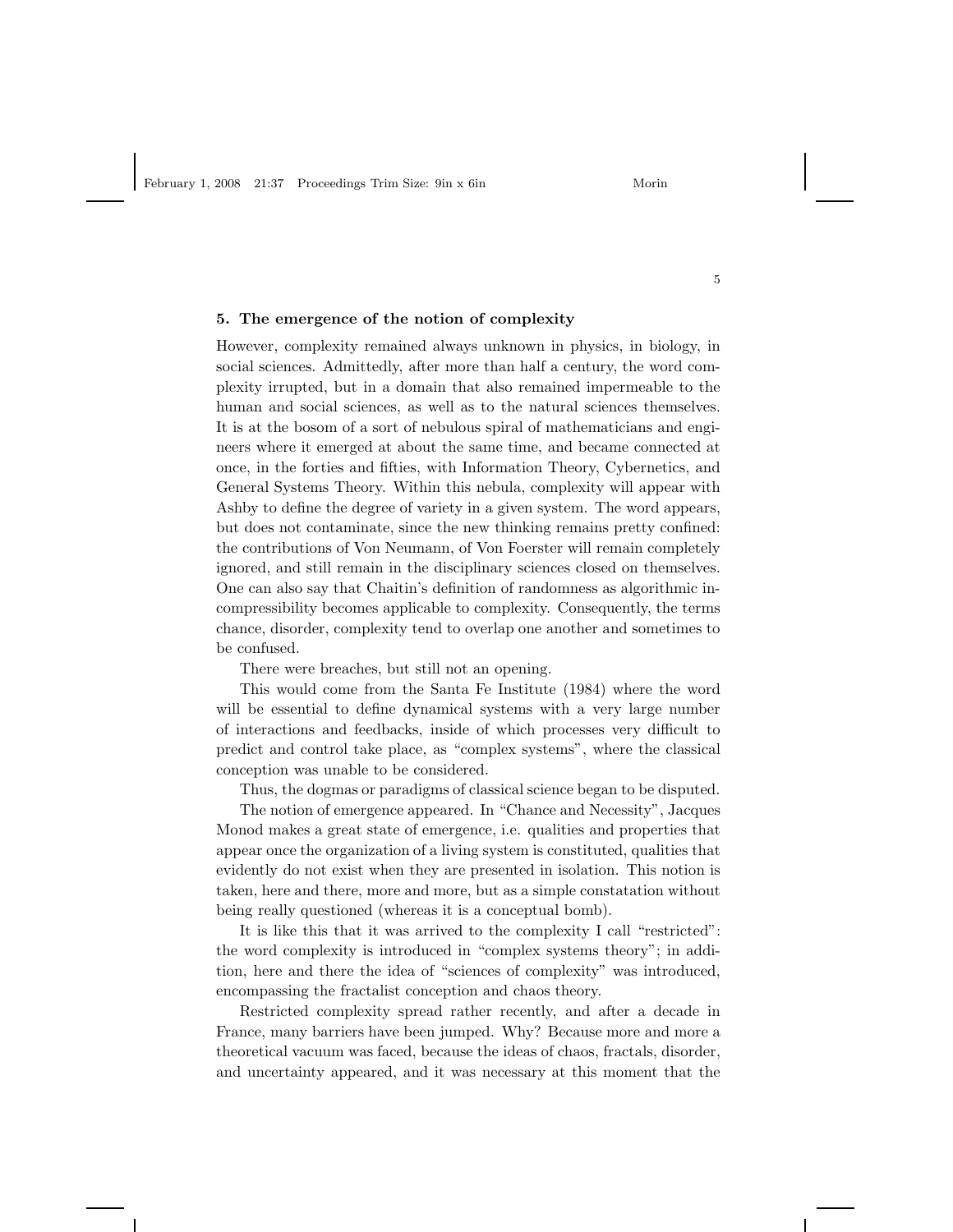## 5. The emergence of the notion of complexity

However, complexity remained always unknown in physics, in biology, in social sciences. Admittedly, after more than half a century, the word complexity irrupted, but in a domain that also remained impermeable to the human and social sciences, as well as to the natural sciences themselves. It is at the bosom of a sort of nebulous spiral of mathematicians and engineers where it emerged at about the same time, and became connected at once, in the forties and fifties, with Information Theory, Cybernetics, and General Systems Theory. Within this nebula, complexity will appear with Ashby to define the degree of variety in a given system. The word appears, but does not contaminate, since the new thinking remains pretty confined: the contributions of Von Neumann, of Von Foerster will remain completely ignored, and still remain in the disciplinary sciences closed on themselves. One can also say that Chaitin's definition of randomness as algorithmic incompressibility becomes applicable to complexity. Consequently, the terms chance, disorder, complexity tend to overlap one another and sometimes to be confused.

There were breaches, but still not an opening.

This would come from the Santa Fe Institute (1984) where the word will be essential to define dynamical systems with a very large number of interactions and feedbacks, inside of which processes very difficult to predict and control take place, as "complex systems", where the classical conception was unable to be considered.

Thus, the dogmas or paradigms of classical science began to be disputed.

The notion of emergence appeared. In "Chance and Necessity", Jacques Monod makes a great state of emergence, i.e. qualities and properties that appear once the organization of a living system is constituted, qualities that evidently do not exist when they are presented in isolation. This notion is taken, here and there, more and more, but as a simple constatation without being really questioned (whereas it is a conceptual bomb).

It is like this that it was arrived to the complexity I call "restricted": the word complexity is introduced in "complex systems theory"; in addition, here and there the idea of "sciences of complexity" was introduced, encompassing the fractalist conception and chaos theory.

Restricted complexity spread rather recently, and after a decade in France, many barriers have been jumped. Why? Because more and more a theoretical vacuum was faced, because the ideas of chaos, fractals, disorder, and uncertainty appeared, and it was necessary at this moment that the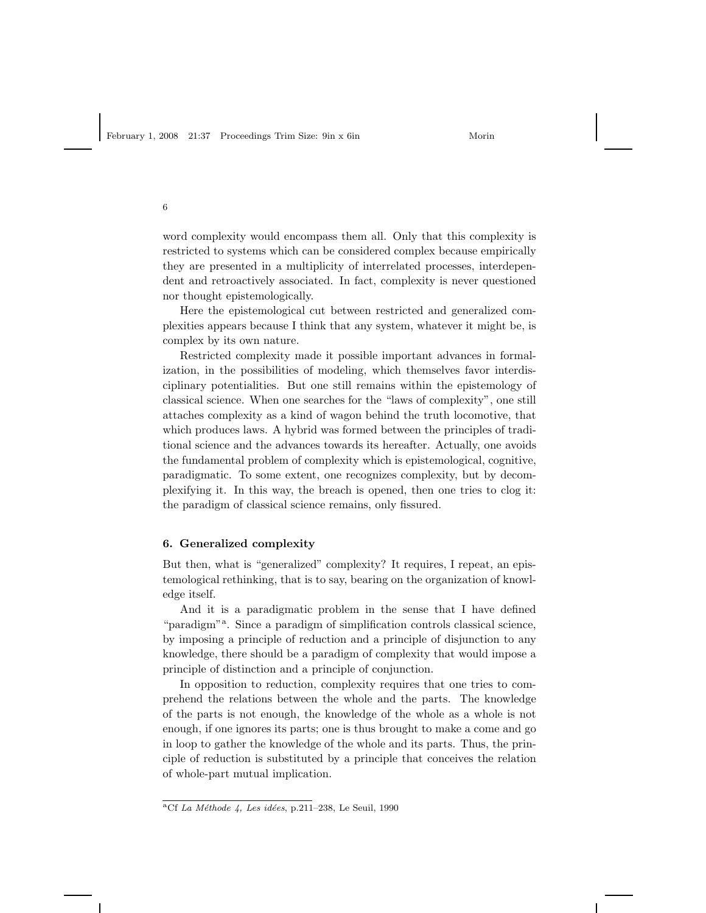word complexity would encompass them all. Only that this complexity is restricted to systems which can be considered complex because empirically they are presented in a multiplicity of interrelated processes, interdependent and retroactively associated. In fact, complexity is never questioned nor thought epistemologically.

Here the epistemological cut between restricted and generalized complexities appears because I think that any system, whatever it might be, is complex by its own nature.

Restricted complexity made it possible important advances in formalization, in the possibilities of modeling, which themselves favor interdisciplinary potentialities. But one still remains within the epistemology of classical science. When one searches for the "laws of complexity", one still attaches complexity as a kind of wagon behind the truth locomotive, that which produces laws. A hybrid was formed between the principles of traditional science and the advances towards its hereafter. Actually, one avoids the fundamental problem of complexity which is epistemological, cognitive, paradigmatic. To some extent, one recognizes complexity, but by decomplexifying it. In this way, the breach is opened, then one tries to clog it: the paradigm of classical science remains, only fissured.

## 6. Generalized complexity

But then, what is "generalized" complexity? It requires, I repeat, an epistemological rethinking, that is to say, bearing on the organization of knowledge itself.

And it is a paradigmatic problem in the sense that I have defined "paradigm"[a]. Since a paradigm of simplification controls classical science, by imposing a principle of reduction and a principle of disjunction to any knowledge, there should be a paradigm of complexity that would impose a principle of distinction and a principle of conjunction.

In opposition to reduction, complexity requires that one tries to comprehend the relations between the whole and the parts. The knowledge of the parts is not enough, the knowledge of the whole as a whole is not enough, if one ignores its parts; one is thus brought to make a come and go in loop to gather the knowledge of the whole and its parts. Thus, the principle of reduction is substituted by a principle that conceives the relation of whole-part mutual implication.

[a] Cf *La Méthode 4, Les idées*, p.211–238, Le Seuil, 1990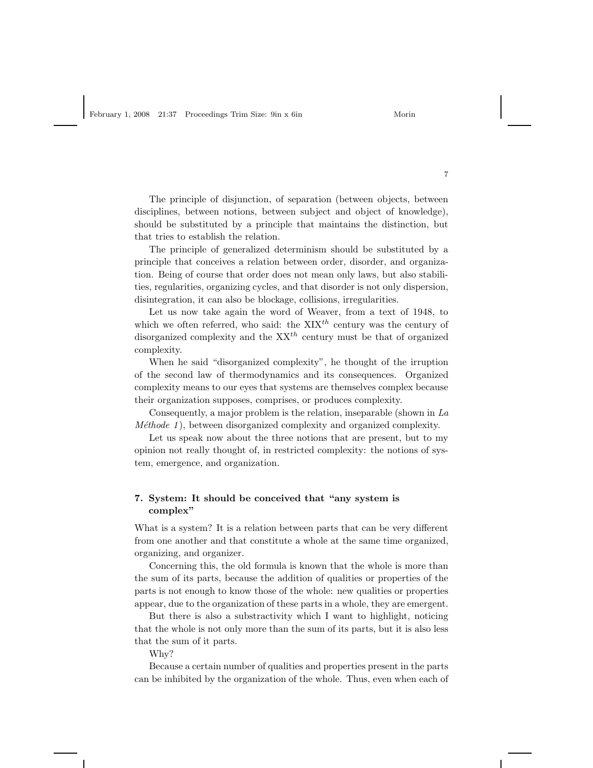The principle of disjunction, of separation (between objects, between disciplines, between notions, between subject and object of knowledge), should be substituted by a principle that maintains the distinction, but that tries to establish the relation.

The principle of generalized determinism should be substituted by a principle that conceives a relation between order, disorder, and organization. Being of course that order does not mean only laws, but also stabilities, regularities, organizing cycles, and that disorder is not only dispersion, disintegration, it can also be blockage, collisions, irregularities.

Let us now take again the word of Weaver, from a text of 1948, to which we often referred, who said: the XIX$^{th}$ century was the century of disorganized complexity and the XX$^{th}$ century must be that of organized complexity.

When he said "disorganized complexity", he thought of the irruption of the second law of thermodynamics and its consequences. Organized complexity means to our eyes that systems are themselves complex because their organization supposes, comprises, or produces complexity.

Consequently, a major problem is the relation, inseparable (shown in *La Méthode 1*), between disorganized complexity and organized complexity.

Let us speak now about the three notions that are present, but to my opinion not really thought of, in restricted complexity: the notions of system, emergence, and organization.

## 7. System: It should be conceived that "any system is complex"

What is a system? It is a relation between parts that can be very different from one another and that constitute a whole at the same time organized, organizing, and organizer.

Concerning this, the old formula is known that the whole is more than the sum of its parts, because the addition of qualities or properties of the parts is not enough to know those of the whole: new qualities or properties appear, due to the organization of these parts in a whole, they are emergent.

But there is also a substractivity which I want to highlight, noticing that the whole is not only more than the sum of its parts, but it is also less that the sum of it parts.

Why?

Because a certain number of qualities and properties present in the parts can be inhibited by the organization of the whole. Thus, even when each of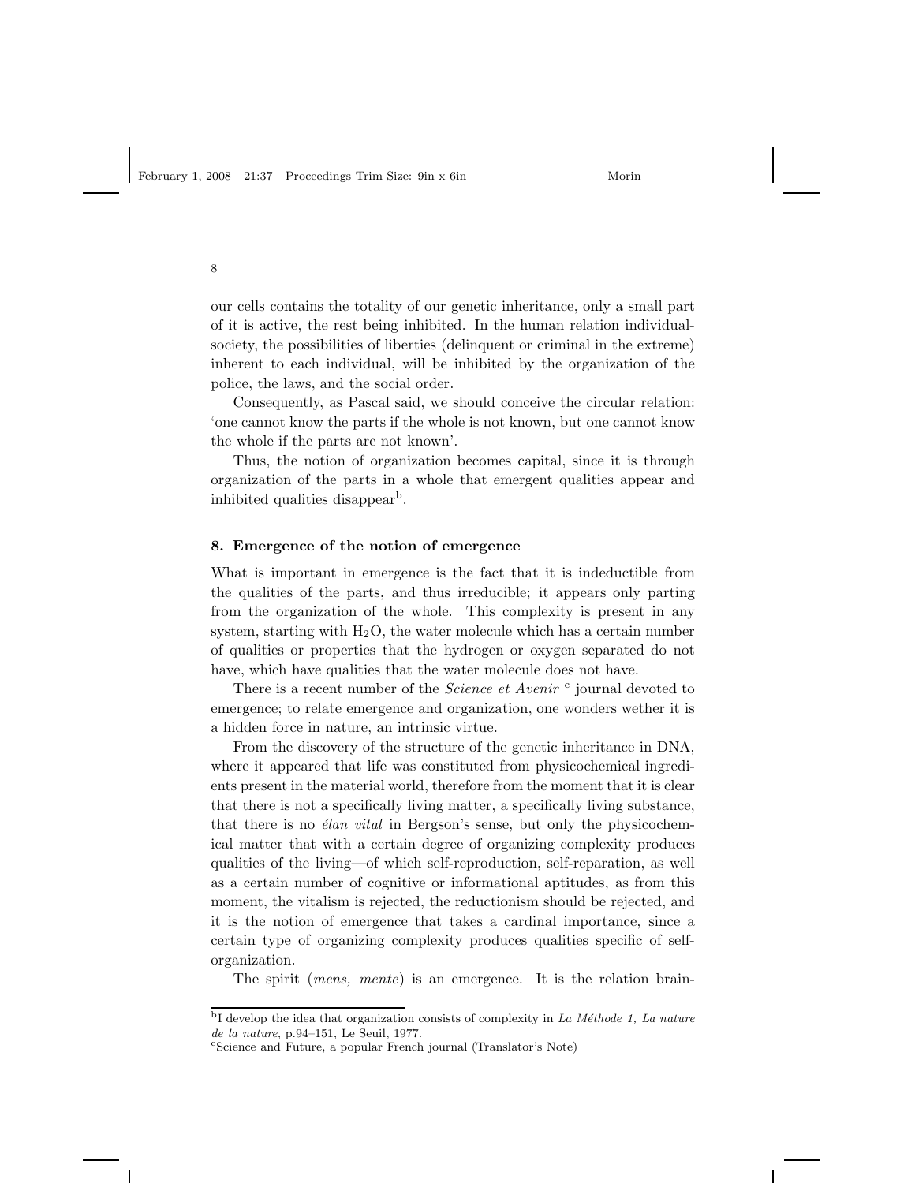our cells contains the totality of our genetic inheritance, only a small part of it is active, the rest being inhibited. In the human relation individual-society, the possibilities of liberties (delinquent or criminal in the extreme) inherent to each individual, will be inhibited by the organization of the police, the laws, and the social order.

Consequently, as Pascal said, we should conceive the circular relation: 'one cannot know the parts if the whole is not known, but one cannot know the whole if the parts are not known'.

Thus, the notion of organization becomes capital, since it is through organization of the parts in a whole that emergent qualities appear and inhibited qualities disappear[b].

## 8. Emergence of the notion of emergence

What is important in emergence is the fact that it is indeductible from the qualities of the parts, and thus irreducible; it appears only parting from the organization of the whole. This complexity is present in any system, starting with $H_2O$, the water molecule which has a certain number of qualities or properties that the hydrogen or oxygen separated do not have, which have qualities that the water molecule does not have.

There is a recent number of the *Science et Avenir* [c] journal devoted to emergence; to relate emergence and organization, one wonders wether it is a hidden force in nature, an intrinsic virtue.

From the discovery of the structure of the genetic inheritance in DNA, where it appeared that life was constituted from physicochemical ingredients present in the material world, therefore from the moment that it is clear that there is not a specifically living matter, a specifically living substance, that there is no *élan vital* in Bergson's sense, but only the physicochemical matter that with a certain degree of organizing complexity produces qualities of the living—of which self-reproduction, self-reparation, as well as a certain number of cognitive or informational aptitudes, as from this moment, the vitalism is rejected, the reductionism should be rejected, and it is the notion of emergence that takes a cardinal importance, since a certain type of organizing complexity produces qualities specific of self-organization.

The spirit (*mens, mente*) is an emergence. It is the relation brain-

[b] I develop the idea that organization consists of complexity in *La Méthode 1, La nature de la nature*, p.94–151, Le Seuil, 1977.

[c] Science and Future, a popular French journal (Translator's Note)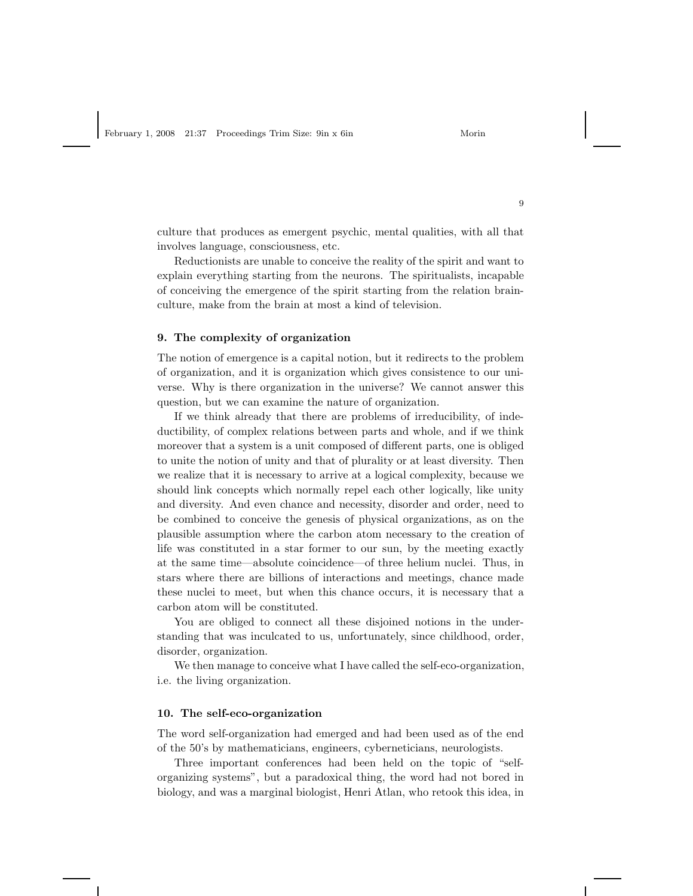culture that produces as emergent psychic, mental qualities, with all that involves language, consciousness, etc.

Reductionists are unable to conceive the reality of the spirit and want to explain everything starting from the neurons. The spiritualists, incapable of conceiving the emergence of the spirit starting from the relation brain-culture, make from the brain at most a kind of television.

### 9. The complexity of organization

The notion of emergence is a capital notion, but it redirects to the problem of organization, and it is organization which gives consistence to our universe. Why is there organization in the universe? We cannot answer this question, but we can examine the nature of organization.

If we think already that there are problems of irreducibility, of indeductibility, of complex relations between parts and whole, and if we think moreover that a system is a unit composed of different parts, one is obliged to unite the notion of unity and that of plurality or at least diversity. Then we realize that it is necessary to arrive at a logical complexity, because we should link concepts which normally repel each other logically, like unity and diversity. And even chance and necessity, disorder and order, need to be combined to conceive the genesis of physical organizations, as on the plausible assumption where the carbon atom necessary to the creation of life was constituted in a star former to our sun, by the meeting exactly at the same time—absolute coincidence—of three helium nuclei. Thus, in stars where there are billions of interactions and meetings, chance made these nuclei to meet, but when this chance occurs, it is necessary that a carbon atom will be constituted.

You are obliged to connect all these disjoined notions in the understanding that was inculcated to us, unfortunately, since childhood, order, disorder, organization.

We then manage to conceive what I have called the self-eco-organization, i.e. the living organization.

### 10. The self-eco-organization

The word self-organization had emerged and had been used as of the end of the 50's by mathematicians, engineers, cyberneticians, neurologists.

Three important conferences had been held on the topic of "self-organizing systems", but a paradoxical thing, the word had not bored in biology, and was a marginal biologist, Henri Atlan, who retook this idea, in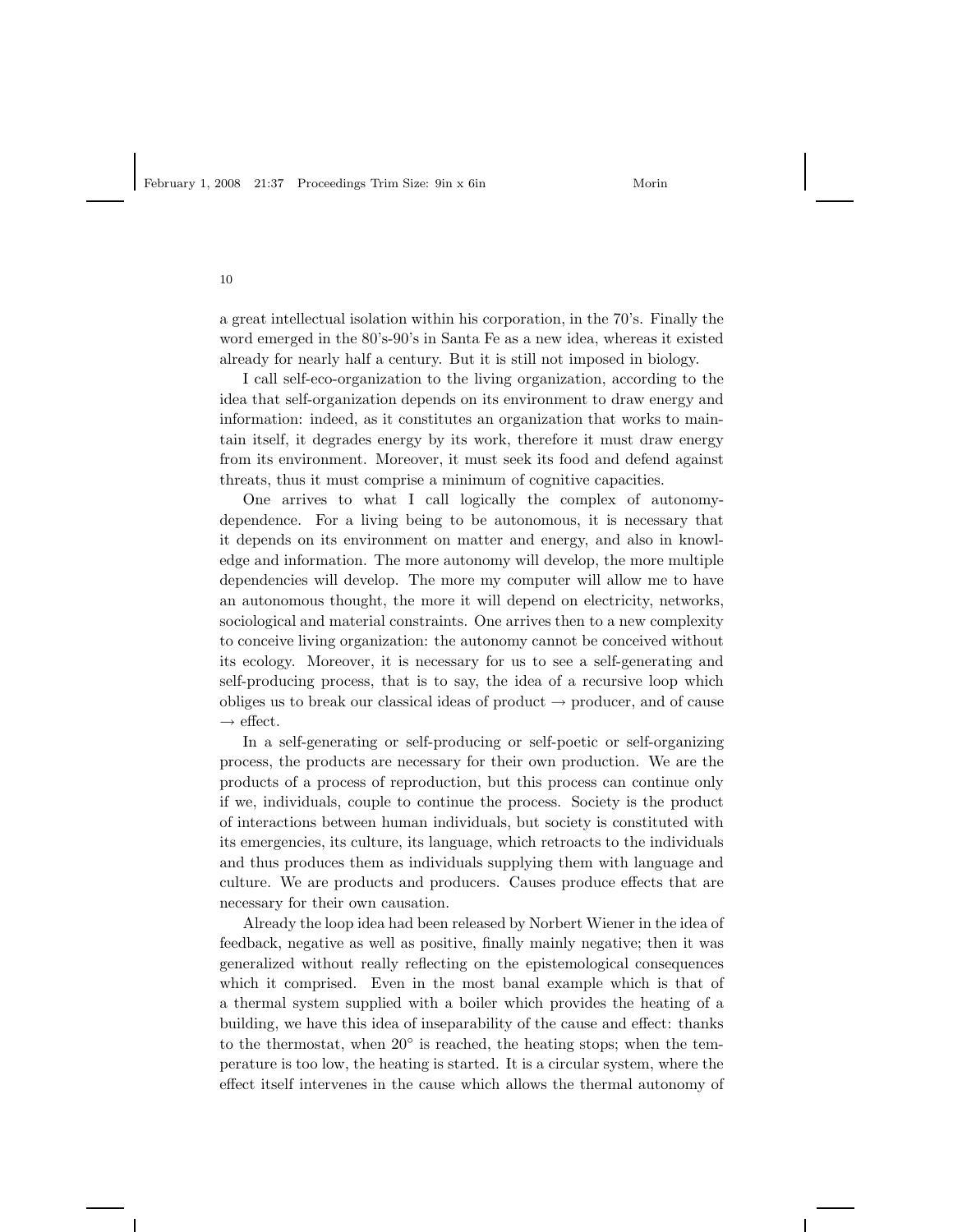a great intellectual isolation within his corporation, in the 70's. Finally the word emerged in the 80's-90's in Santa Fe as a new idea, whereas it existed already for nearly half a century. But it is still not imposed in biology.

I call self-eco-organization to the living organization, according to the idea that self-organization depends on its environment to draw energy and information: indeed, as it constitutes an organization that works to maintain itself, it degrades energy by its work, therefore it must draw energy from its environment. Moreover, it must seek its food and defend against threats, thus it must comprise a minimum of cognitive capacities.

One arrives to what I call logically the complex of autonomy-dependence. For a living being to be autonomous, it is necessary that it depends on its environment on matter and energy, and also in knowledge and information. The more autonomy will develop, the more multiple dependencies will develop. The more my computer will allow me to have an autonomous thought, the more it will depend on electricity, networks, sociological and material constraints. One arrives then to a new complexity to conceive living organization: the autonomy cannot be conceived without its ecology. Moreover, it is necessary for us to see a self-generating and self-producing process, that is to say, the idea of a recursive loop which obliges us to break our classical ideas of product → producer, and of cause → effect.

In a self-generating or self-producing or self-poetic or self-organizing process, the products are necessary for their own production. We are the products of a process of reproduction, but this process can continue only if we, individuals, couple to continue the process. Society is the product of interactions between human individuals, but society is constituted with its emergencies, its culture, its language, which retroacts to the individuals and thus produces them as individuals supplying them with language and culture. We are products and producers. Causes produce effects that are necessary for their own causation.

Already the loop idea had been released by Norbert Wiener in the idea of feedback, negative as well as positive, finally mainly negative; then it was generalized without really reflecting on the epistemological consequences which it comprised. Even in the most banal example which is that of a thermal system supplied with a boiler which provides the heating of a building, we have this idea of inseparability of the cause and effect: thanks to the thermostat, when $20^{\circ}$ is reached, the heating stops; when the temperature is too low, the heating is started. It is a circular system, where the effect itself intervenes in the cause which allows the thermal autonomy of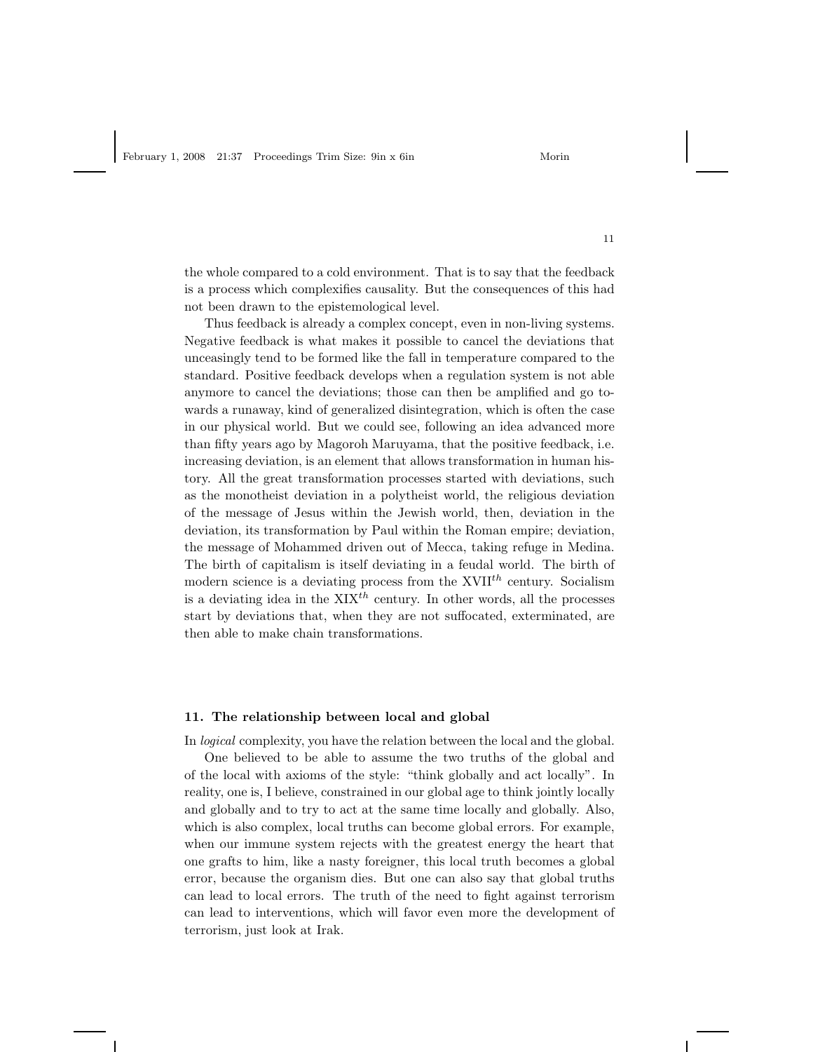the whole compared to a cold environment. That is to say that the feedback is a process which complexifies causality. But the consequences of this had not been drawn to the epistemological level.

Thus feedback is already a complex concept, even in non-living systems. Negative feedback is what makes it possible to cancel the deviations that unceasingly tend to be formed like the fall in temperature compared to the standard. Positive feedback develops when a regulation system is not able anymore to cancel the deviations; those can then be amplified and go towards a runaway, kind of generalized disintegration, which is often the case in our physical world. But we could see, following an idea advanced more than fifty years ago by Magoroh Maruyama, that the positive feedback, i.e. increasing deviation, is an element that allows transformation in human history. All the great transformation processes started with deviations, such as the monotheist deviation in a polytheist world, the religious deviation of the message of Jesus within the Jewish world, then, deviation in the deviation, its transformation by Paul within the Roman empire; deviation, the message of Mohammed driven out of Mecca, taking refuge in Medina. The birth of capitalism is itself deviating in a feudal world. The birth of modern science is a deviating process from the XVII$^{th}$ century. Socialism is a deviating idea in the XIX$^{th}$ century. In other words, all the processes start by deviations that, when they are not suffocated, exterminated, are then able to make chain transformations.

## 11. The relationship between local and global

In *logical* complexity, you have the relation between the local and the global.

One believed to be able to assume the two truths of the global and of the local with axioms of the style: "think globally and act locally". In reality, one is, I believe, constrained in our global age to think jointly locally and globally and to try to act at the same time locally and globally. Also, which is also complex, local truths can become global errors. For example, when our immune system rejects with the greatest energy the heart that one grafts to him, like a nasty foreigner, this local truth becomes a global error, because the organism dies. But one can also say that global truths can lead to local errors. The truth of the need to fight against terrorism can lead to interventions, which will favor even more the development of terrorism, just look at Irak.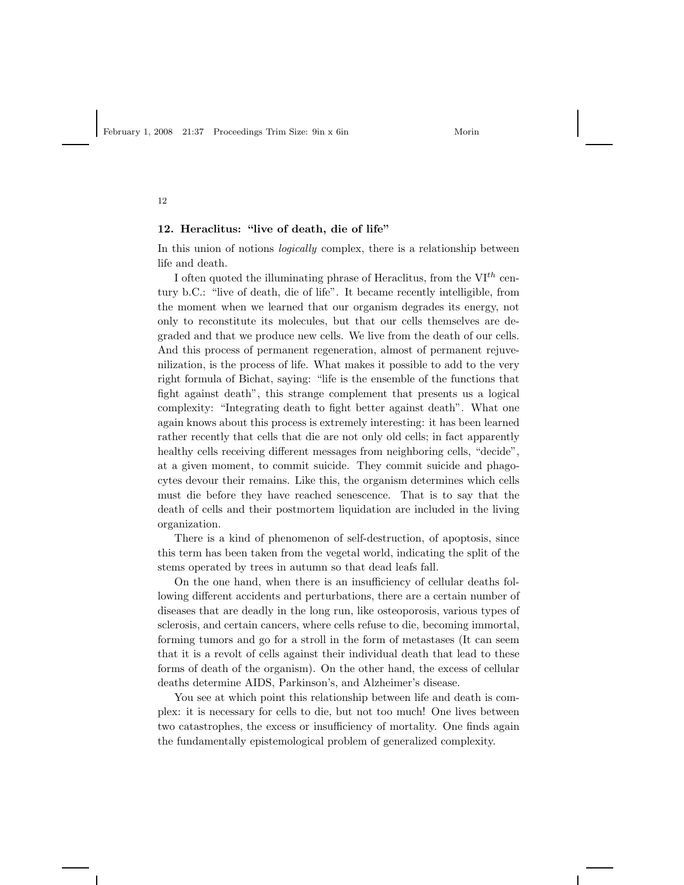## 12. Heraclitus: "live of death, die of life"

In this union of notions *logically* complex, there is a relationship between life and death.

I often quoted the illuminating phrase of Heraclitus, from the VI$^{th}$ century b.C.: "live of death, die of life". It became recently intelligible, from the moment when we learned that our organism degrades its energy, not only to reconstitute its molecules, but that our cells themselves are degraded and that we produce new cells. We live from the death of our cells. And this process of permanent regeneration, almost of permanent rejuvenilization, is the process of life. What makes it possible to add to the very right formula of Bichat, saying: "life is the ensemble of the functions that fight against death", this strange complement that presents us a logical complexity: "Integrating death to fight better against death". What one again knows about this process is extremely interesting: it has been learned rather recently that cells that die are not only old cells; in fact apparently healthy cells receiving different messages from neighboring cells, "decide", at a given moment, to commit suicide. They commit suicide and phagocytes devour their remains. Like this, the organism determines which cells must die before they have reached senescence. That is to say that the death of cells and their postmortem liquidation are included in the living organization.

There is a kind of phenomenon of self-destruction, of apoptosis, since this term has been taken from the vegetal world, indicating the split of the stems operated by trees in autumn so that dead leafs fall.

On the one hand, when there is an insufficiency of cellular deaths following different accidents and perturbations, there are a certain number of diseases that are deadly in the long run, like osteoporosis, various types of sclerosis, and certain cancers, where cells refuse to die, becoming immortal, forming tumors and go for a stroll in the form of metastases (It can seem that it is a revolt of cells against their individual death that lead to these forms of death of the organism). On the other hand, the excess of cellular deaths determine AIDS, Parkinson's, and Alzheimer's disease.

You see at which point this relationship between life and death is complex: it is necessary for cells to die, but not too much! One lives between two catastrophes, the excess or insufficiency of mortality. One finds again the fundamentally epistemological problem of generalized complexity.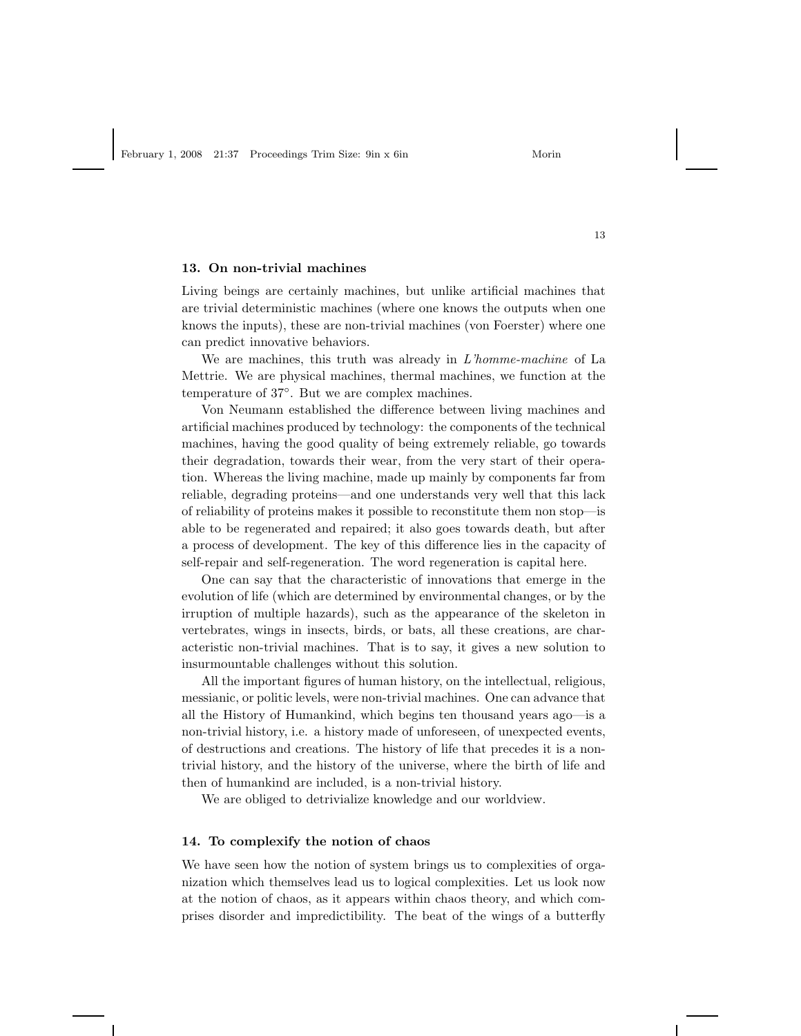## 13. On non-trivial machines

Living beings are certainly machines, but unlike artificial machines that are trivial deterministic machines (where one knows the outputs when one knows the inputs), these are non-trivial machines (von Foerster) where one can predict innovative behaviors.

We are machines, this truth was already in *L'homme-machine* of La Mettrie. We are physical machines, thermal machines, we function at the temperature of 37°. But we are complex machines.

Von Neumann established the difference between living machines and artificial machines produced by technology: the components of the technical machines, having the good quality of being extremely reliable, go towards their degradation, towards their wear, from the very start of their operation. Whereas the living machine, made up mainly by components far from reliable, degrading proteins—and one understands very well that this lack of reliability of proteins makes it possible to reconstitute them non stop—is able to be regenerated and repaired; it also goes towards death, but after a process of development. The key of this difference lies in the capacity of self-repair and self-regeneration. The word regeneration is capital here.

One can say that the characteristic of innovations that emerge in the evolution of life (which are determined by environmental changes, or by the irruption of multiple hazards), such as the appearance of the skeleton in vertebrates, wings in insects, birds, or bats, all these creations, are characteristic non-trivial machines. That is to say, it gives a new solution to insurmountable challenges without this solution.

All the important figures of human history, on the intellectual, religious, messianic, or politic levels, were non-trivial machines. One can advance that all the History of Humankind, which begins ten thousand years ago—is a non-trivial history, i.e. a history made of unforeseen, of unexpected events, of destructions and creations. The history of life that precedes it is a non-trivial history, and the history of the universe, where the birth of life and then of humankind are included, is a non-trivial history.

We are obliged to detrivialize knowledge and our worldview.

## 14. To complexify the notion of chaos

We have seen how the notion of system brings us to complexities of organization which themselves lead us to logical complexities. Let us look now at the notion of chaos, as it appears within chaos theory, and which comprises disorder and impredictibility. The beat of the wings of a butterfly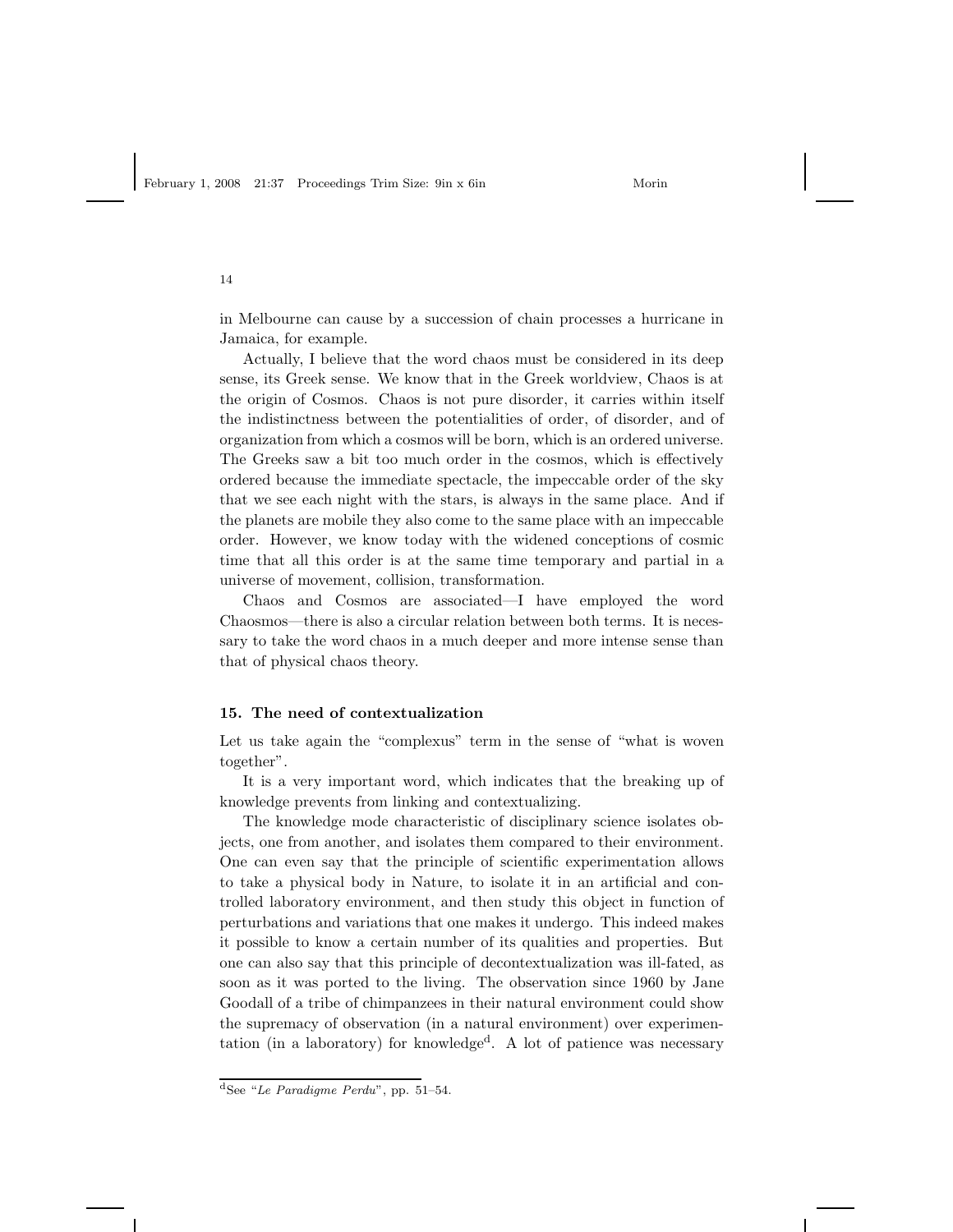in Melbourne can cause by a succession of chain processes a hurricane in Jamaica, for example.

Actually, I believe that the word chaos must be considered in its deep sense, its Greek sense. We know that in the Greek worldview, Chaos is at the origin of Cosmos. Chaos is not pure disorder, it carries within itself the indistinctness between the potentialities of order, of disorder, and of organization from which a cosmos will be born, which is an ordered universe. The Greeks saw a bit too much order in the cosmos, which is effectively ordered because the immediate spectacle, the impeccable order of the sky that we see each night with the stars, is always in the same place. And if the planets are mobile they also come to the same place with an impeccable order. However, we know today with the widened conceptions of cosmic time that all this order is at the same time temporary and partial in a universe of movement, collision, transformation.

Chaos and Cosmos are associated—I have employed the word Chaosmos—there is also a circular relation between both terms. It is necessary to take the word chaos in a much deeper and more intense sense than that of physical chaos theory.

## 15. The need of contextualization

Let us take again the "complexus" term in the sense of "what is woven together".

It is a very important word, which indicates that the breaking up of knowledge prevents from linking and contextualizing.

The knowledge mode characteristic of disciplinary science isolates objects, one from another, and isolates them compared to their environment. One can even say that the principle of scientific experimentation allows to take a physical body in Nature, to isolate it in an artificial and controlled laboratory environment, and then study this object in function of perturbations and variations that one makes it undergo. This indeed makes it possible to know a certain number of its qualities and properties. But one can also say that this principle of decontextualization was ill-fated, as soon as it was ported to the living. The observation since 1960 by Jane Goodall of a tribe of chimpanzees in their natural environment could show the supremacy of observation (in a natural environment) over experimentation (in a laboratory) for knowledge[d]. A lot of patience was necessary

[d] See "*Le Paradigme Perdu*", pp. 51–54.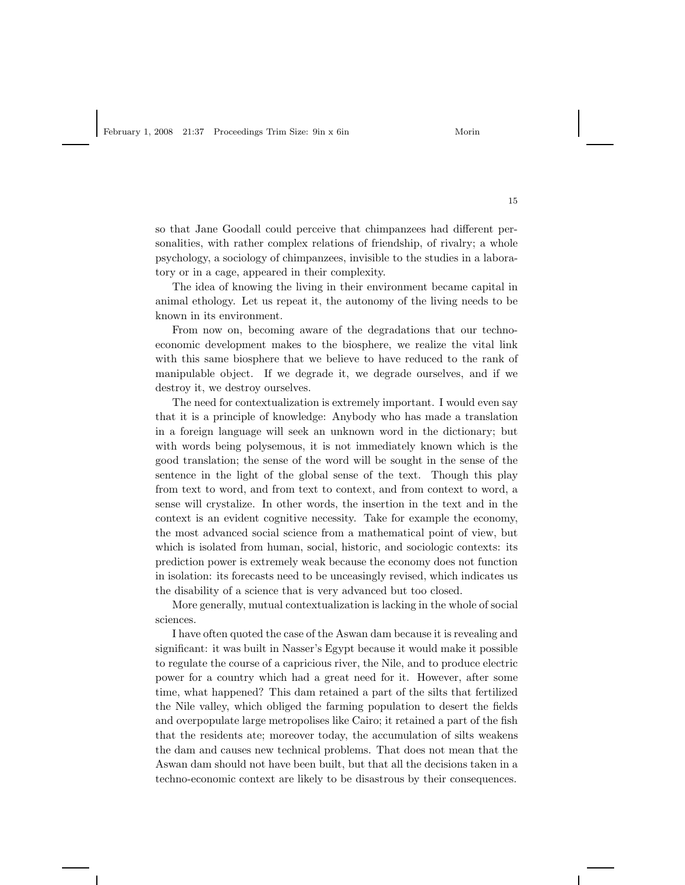so that Jane Goodall could perceive that chimpanzees had different personalities, with rather complex relations of friendship, of rivalry; a whole psychology, a sociology of chimpanzees, invisible to the studies in a laboratory or in a cage, appeared in their complexity.

The idea of knowing the living in their environment became capital in animal ethology. Let us repeat it, the autonomy of the living needs to be known in its environment.

From now on, becoming aware of the degradations that our techno-economic development makes to the biosphere, we realize the vital link with this same biosphere that we believe to have reduced to the rank of manipulable object. If we degrade it, we degrade ourselves, and if we destroy it, we destroy ourselves.

The need for contextualization is extremely important. I would even say that it is a principle of knowledge: Anybody who has made a translation in a foreign language will seek an unknown word in the dictionary; but with words being polysemous, it is not immediately known which is the good translation; the sense of the word will be sought in the sense of the sentence in the light of the global sense of the text. Though this play from text to word, and from text to context, and from context to word, a sense will crystalize. In other words, the insertion in the text and in the context is an evident cognitive necessity. Take for example the economy, the most advanced social science from a mathematical point of view, but which is isolated from human, social, historic, and sociologic contexts: its prediction power is extremely weak because the economy does not function in isolation: its forecasts need to be unceasingly revised, which indicates us the disability of a science that is very advanced but too closed.

More generally, mutual contextualization is lacking in the whole of social sciences.

I have often quoted the case of the Aswan dam because it is revealing and significant: it was built in Nasser's Egypt because it would make it possible to regulate the course of a capricious river, the Nile, and to produce electric power for a country which had a great need for it. However, after some time, what happened? This dam retained a part of the silts that fertilized the Nile valley, which obliged the farming population to desert the fields and overpopulate large metropolises like Cairo; it retained a part of the fish that the residents ate; moreover today, the accumulation of silts weakens the dam and causes new technical problems. That does not mean that the Aswan dam should not have been built, but that all the decisions taken in a techno-economic context are likely to be disastrous by their consequences.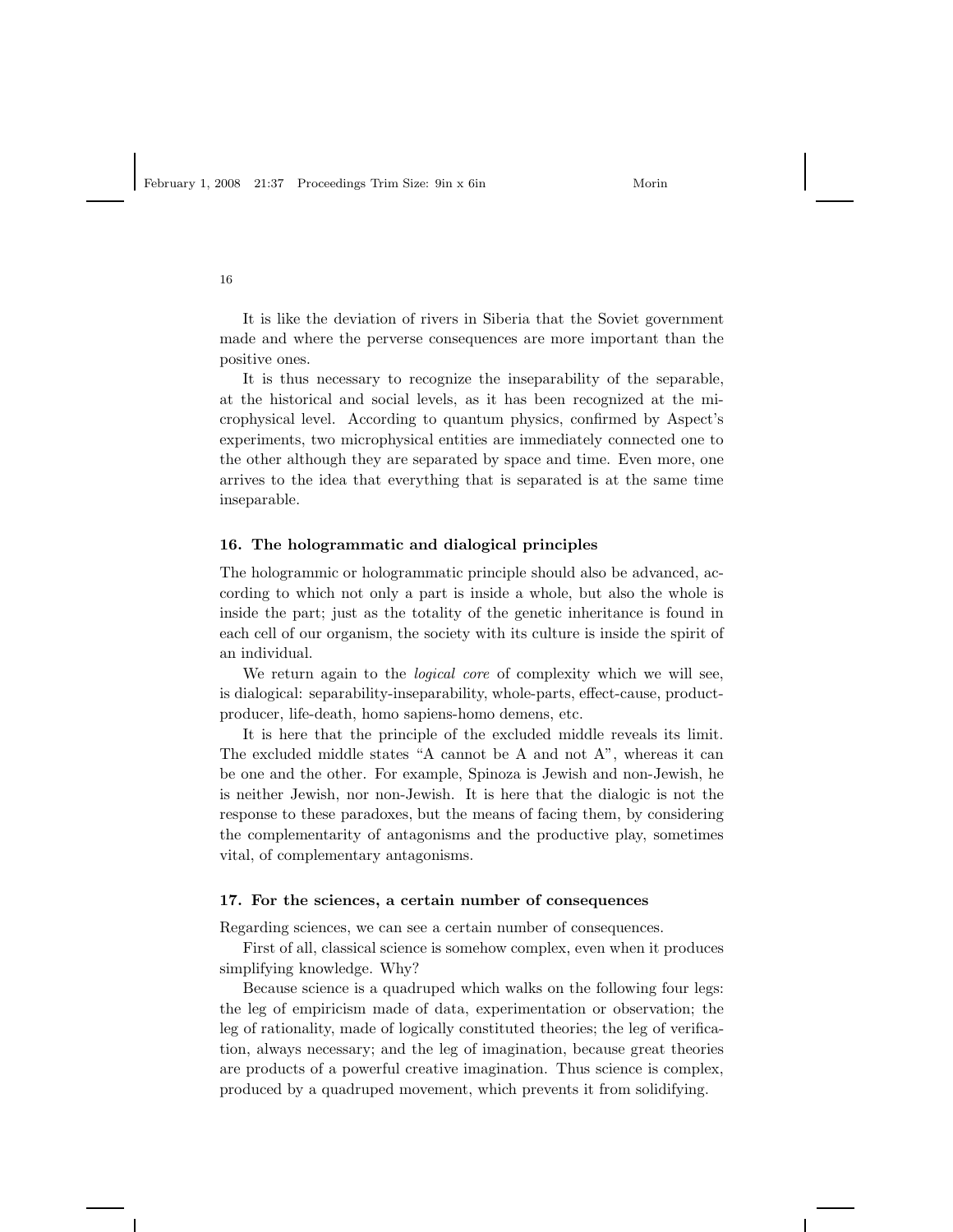It is like the deviation of rivers in Siberia that the Soviet government made and where the perverse consequences are more important than the positive ones.

It is thus necessary to recognize the inseparability of the separable, at the historical and social levels, as it has been recognized at the microphysical level. According to quantum physics, confirmed by Aspect's experiments, two microphysical entities are immediately connected one to the other although they are separated by space and time. Even more, one arrives to the idea that everything that is separated is at the same time inseparable.

## 16. The hologrammatic and dialogical principles

The hologrammic or hologrammatic principle should also be advanced, according to which not only a part is inside a whole, but also the whole is inside the part; just as the totality of the genetic inheritance is found in each cell of our organism, the society with its culture is inside the spirit of an individual.

We return again to the *logical core* of complexity which we will see, is dialogical: separability-inseparability, whole-parts, effect-cause, product-producer, life-death, homo sapiens-homo demens, etc.

It is here that the principle of the excluded middle reveals its limit. The excluded middle states "A cannot be A and not A", whereas it can be one and the other. For example, Spinoza is Jewish and non-Jewish, he is neither Jewish, nor non-Jewish. It is here that the dialogic is not the response to these paradoxes, but the means of facing them, by considering the complementarity of antagonisms and the productive play, sometimes vital, of complementary antagonisms.

## 17. For the sciences, a certain number of consequences

Regarding sciences, we can see a certain number of consequences.

First of all, classical science is somehow complex, even when it produces simplifying knowledge. Why?

Because science is a quadruped which walks on the following four legs: the leg of empiricism made of data, experimentation or observation; the leg of rationality, made of logically constituted theories; the leg of verification, always necessary; and the leg of imagination, because great theories are products of a powerful creative imagination. Thus science is complex, produced by a quadruped movement, which prevents it from solidifying.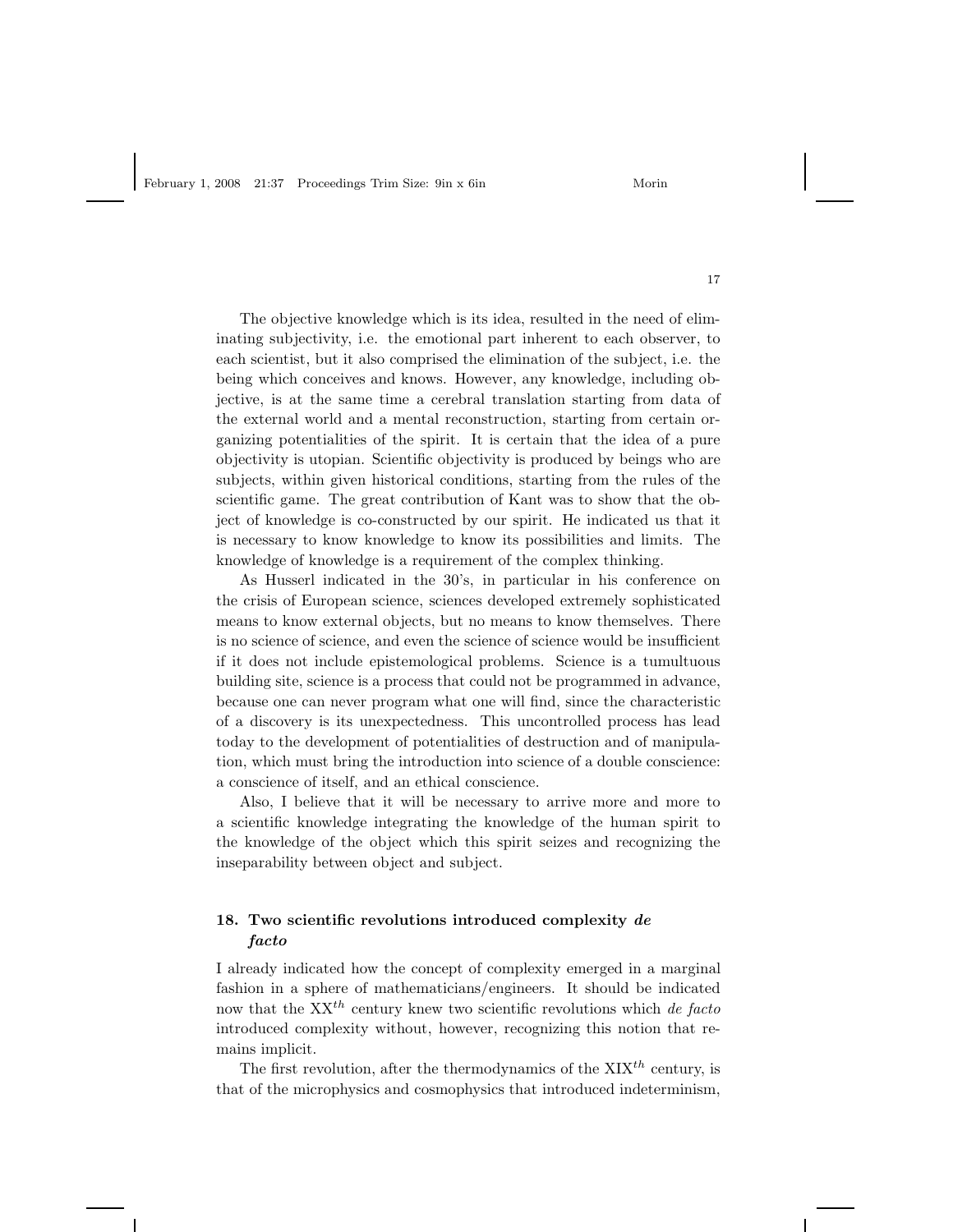The objective knowledge which is its idea, resulted in the need of eliminating subjectivity, i.e. the emotional part inherent to each observer, to each scientist, but it also comprised the elimination of the subject, i.e. the being which conceives and knows. However, any knowledge, including objective, is at the same time a cerebral translation starting from data of the external world and a mental reconstruction, starting from certain organizing potentialities of the spirit. It is certain that the idea of a pure objectivity is utopian. Scientific objectivity is produced by beings who are subjects, within given historical conditions, starting from the rules of the scientific game. The great contribution of Kant was to show that the object of knowledge is co-constructed by our spirit. He indicated us that it is necessary to know knowledge to know its possibilities and limits. The knowledge of knowledge is a requirement of the complex thinking.

As Husserl indicated in the 30's, in particular in his conference on the crisis of European science, sciences developed extremely sophisticated means to know external objects, but no means to know themselves. There is no science of science, and even the science of science would be insufficient if it does not include epistemological problems. Science is a tumultuous building site, science is a process that could not be programmed in advance, because one can never program what one will find, since the characteristic of a discovery is its unexpectedness. This uncontrolled process has lead today to the development of potentialities of destruction and of manipulation, which must bring the introduction into science of a double conscience: a conscience of itself, and an ethical conscience.

Also, I believe that it will be necessary to arrive more and more to a scientific knowledge integrating the knowledge of the human spirit to the knowledge of the object which this spirit seizes and recognizing the inseparability between object and subject.

## 18. Two scientific revolutions introduced complexity *de facto*

I already indicated how the concept of complexity emerged in a marginal fashion in a sphere of mathematicians/engineers. It should be indicated now that the XX$^{th}$ century knew two scientific revolutions which *de facto* introduced complexity without, however, recognizing this notion that remains implicit.

The first revolution, after the thermodynamics of the XIX$^{th}$ century, is that of the microphysics and cosmophysics that introduced indeterminism,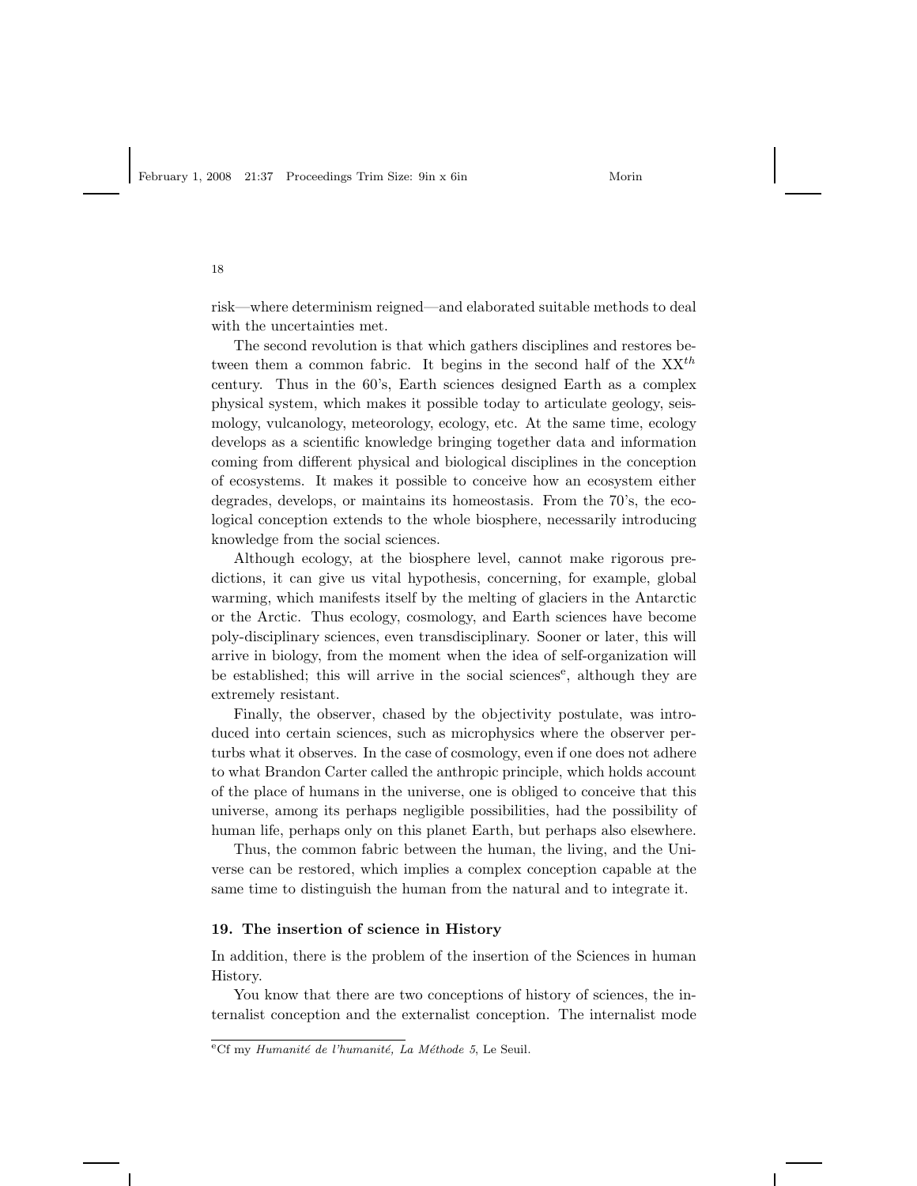risk—where determinism reigned—and elaborated suitable methods to deal with the uncertainties met.

The second revolution is that which gathers disciplines and restores between them a common fabric. It begins in the second half of the $XX^{th}$ century. Thus in the 60's, Earth sciences designed Earth as a complex physical system, which makes it possible today to articulate geology, seismology, vulcanology, meteorology, ecology, etc. At the same time, ecology develops as a scientific knowledge bringing together data and information coming from different physical and biological disciplines in the conception of ecosystems. It makes it possible to conceive how an ecosystem either degrades, develops, or maintains its homeostasis. From the 70's, the ecological conception extends to the whole biosphere, necessarily introducing knowledge from the social sciences.

Although ecology, at the biosphere level, cannot make rigorous predictions, it can give us vital hypothesis, concerning, for example, global warming, which manifests itself by the melting of glaciers in the Antarctic or the Arctic. Thus ecology, cosmology, and Earth sciences have become poly-disciplinary sciences, even transdisciplinary. Sooner or later, this will arrive in biology, from the moment when the idea of self-organization will be established; this will arrive in the social sciences[e], although they are extremely resistant.

Finally, the observer, chased by the objectivity postulate, was introduced into certain sciences, such as microphysics where the observer perturbs what it observes. In the case of cosmology, even if one does not adhere to what Brandon Carter called the anthropic principle, which holds account of the place of humans in the universe, one is obliged to conceive that this universe, among its perhaps negligible possibilities, had the possibility of human life, perhaps only on this planet Earth, but perhaps also elsewhere.

Thus, the common fabric between the human, the living, and the Universe can be restored, which implies a complex conception capable at the same time to distinguish the human from the natural and to integrate it.

## 19. The insertion of science in History

In addition, there is the problem of the insertion of the Sciences in human History.

You know that there are two conceptions of history of sciences, the internalist conception and the externalist conception. The internalist mode

[e] Cf my *Humanité de l'humanité, La Méthode 5*, Le Seuil.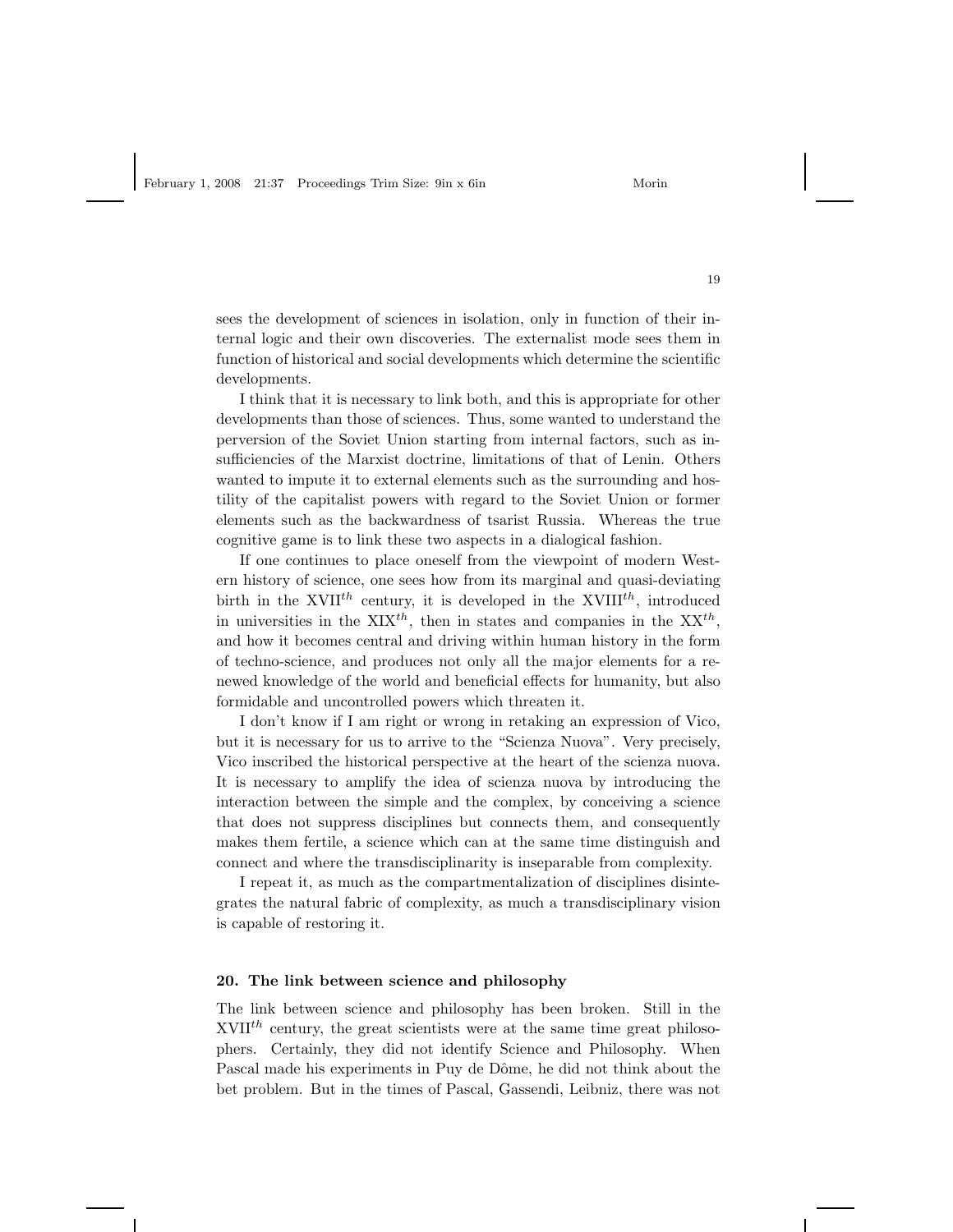sees the development of sciences in isolation, only in function of their internal logic and their own discoveries. The externalist mode sees them in function of historical and social developments which determine the scientific developments.

I think that it is necessary to link both, and this is appropriate for other developments than those of sciences. Thus, some wanted to understand the perversion of the Soviet Union starting from internal factors, such as insufficiencies of the Marxist doctrine, limitations of that of Lenin. Others wanted to impute it to external elements such as the surrounding and hostility of the capitalist powers with regard to the Soviet Union or former elements such as the backwardness of tsarist Russia. Whereas the true cognitive game is to link these two aspects in a dialogical fashion.

If one continues to place oneself from the viewpoint of modern Western history of science, one sees how from its marginal and quasi-deviating birth in the XVII$^{th}$ century, it is developed in the XVIII$^{th}$, introduced in universities in the XIX$^{th}$, then in states and companies in the XX$^{th}$, and how it becomes central and driving within human history in the form of techno-science, and produces not only all the major elements for a renewed knowledge of the world and beneficial effects for humanity, but also formidable and uncontrolled powers which threaten it.

I don't know if I am right or wrong in retaking an expression of Vico, but it is necessary for us to arrive to the "Scienza Nuova". Very precisely, Vico inscribed the historical perspective at the heart of the scienza nuova. It is necessary to amplify the idea of scienza nuova by introducing the interaction between the simple and the complex, by conceiving a science that does not suppress disciplines but connects them, and consequently makes them fertile, a science which can at the same time distinguish and connect and where the transdisciplinarity is inseparable from complexity.

I repeat it, as much as the compartmentalization of disciplines disintegrates the natural fabric of complexity, as much a transdisciplinary vision is capable of restoring it.

## 20. The link between science and philosophy

The link between science and philosophy has been broken. Still in the XVII$^{th}$ century, the great scientists were at the same time great philosophers. Certainly, they did not identify Science and Philosophy. When Pascal made his experiments in Puy de Dôme, he did not think about the bet problem. But in the times of Pascal, Gassendi, Leibniz, there was not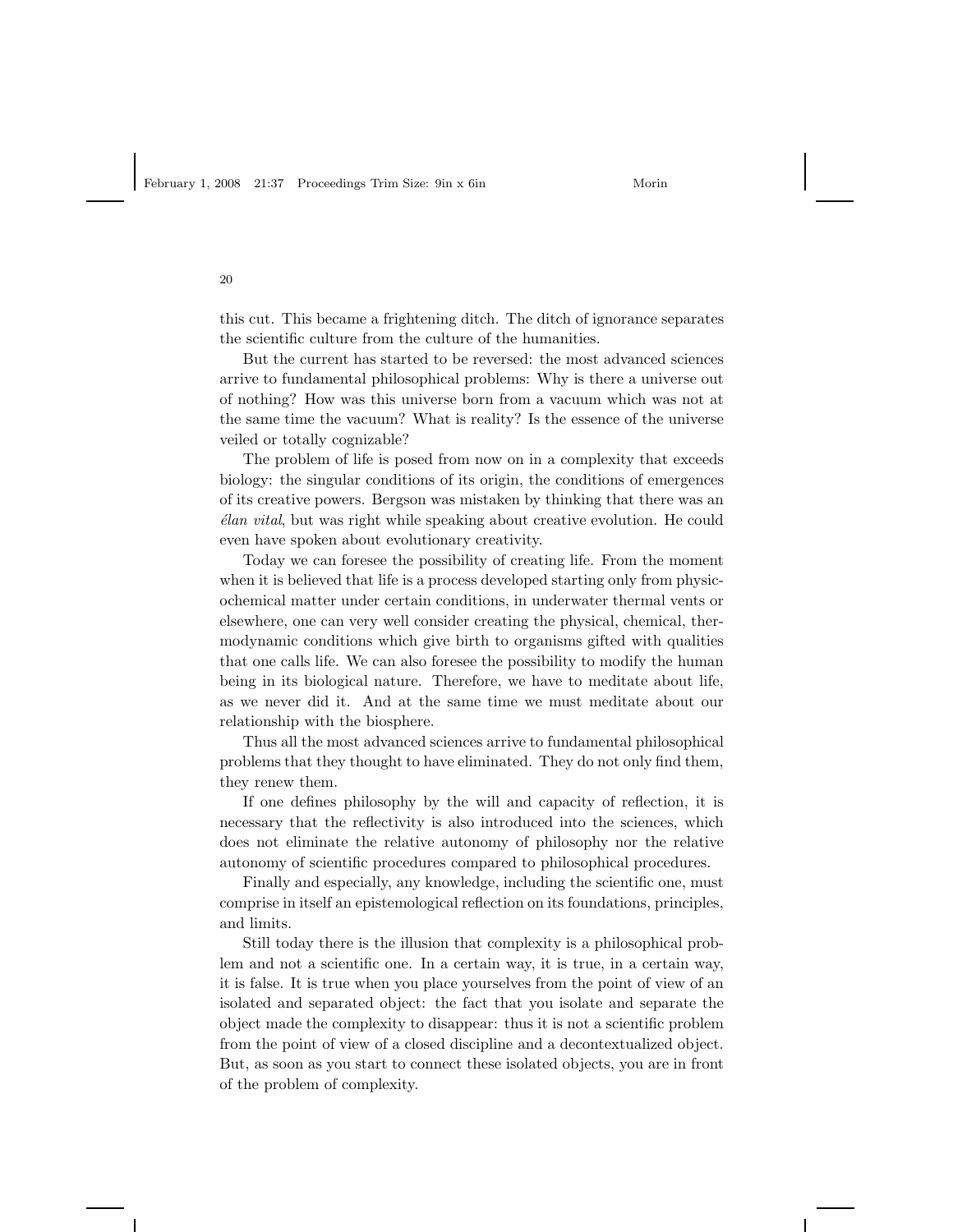this cut. This became a frightening ditch. The ditch of ignorance separates the scientific culture from the culture of the humanities.

But the current has started to be reversed: the most advanced sciences arrive to fundamental philosophical problems: Why is there a universe out of nothing? How was this universe born from a vacuum which was not at the same time the vacuum? What is reality? Is the essence of the universe veiled or totally cognizable?

The problem of life is posed from now on in a complexity that exceeds biology: the singular conditions of its origin, the conditions of emergences of its creative powers. Bergson was mistaken by thinking that there was an *élan vital*, but was right while speaking about creative evolution. He could even have spoken about evolutionary creativity.

Today we can foresee the possibility of creating life. From the moment when it is believed that life is a process developed starting only from physicochemical matter under certain conditions, in underwater thermal vents or elsewhere, one can very well consider creating the physical, chemical, thermodynamic conditions which give birth to organisms gifted with qualities that one calls life. We can also foresee the possibility to modify the human being in its biological nature. Therefore, we have to meditate about life, as we never did it. And at the same time we must meditate about our relationship with the biosphere.

Thus all the most advanced sciences arrive to fundamental philosophical problems that they thought to have eliminated. They do not only find them, they renew them.

If one defines philosophy by the will and capacity of reflection, it is necessary that the reflectivity is also introduced into the sciences, which does not eliminate the relative autonomy of philosophy nor the relative autonomy of scientific procedures compared to philosophical procedures.

Finally and especially, any knowledge, including the scientific one, must comprise in itself an epistemological reflection on its foundations, principles, and limits.

Still today there is the illusion that complexity is a philosophical problem and not a scientific one. In a certain way, it is true, in a certain way, it is false. It is true when you place yourselves from the point of view of an isolated and separated object: the fact that you isolate and separate the object made the complexity to disappear: thus it is not a scientific problem from the point of view of a closed discipline and a decontextualized object. But, as soon as you start to connect these isolated objects, you are in front of the problem of complexity.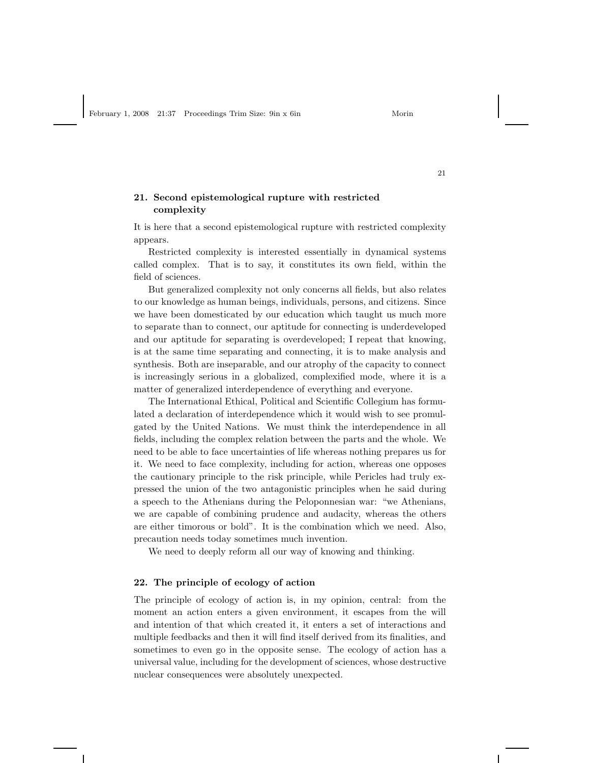## 21. Second epistemological rupture with restricted complexity

It is here that a second epistemological rupture with restricted complexity appears.

Restricted complexity is interested essentially in dynamical systems called complex. That is to say, it constitutes its own field, within the field of sciences.

But generalized complexity not only concerns all fields, but also relates to our knowledge as human beings, individuals, persons, and citizens. Since we have been domesticated by our education which taught us much more to separate than to connect, our aptitude for connecting is underdeveloped and our aptitude for separating is overdeveloped; I repeat that knowing, is at the same time separating and connecting, it is to make analysis and synthesis. Both are inseparable, and our atrophy of the capacity to connect is increasingly serious in a globalized, complexified mode, where it is a matter of generalized interdependence of everything and everyone.

The International Ethical, Political and Scientific Collegium has formulated a declaration of interdependence which it would wish to see promulgated by the United Nations. We must think the interdependence in all fields, including the complex relation between the parts and the whole. We need to be able to face uncertainties of life whereas nothing prepares us for it. We need to face complexity, including for action, whereas one opposes the cautionary principle to the risk principle, while Pericles had truly expressed the union of the two antagonistic principles when he said during a speech to the Athenians during the Peloponnesian war: "we Athenians, we are capable of combining prudence and audacity, whereas the others are either timorous or bold". It is the combination which we need. Also, precaution needs today sometimes much invention.

We need to deeply reform all our way of knowing and thinking.

## 22. The principle of ecology of action

The principle of ecology of action is, in my opinion, central: from the moment an action enters a given environment, it escapes from the will and intention of that which created it, it enters a set of interactions and multiple feedbacks and then it will find itself derived from its finalities, and sometimes to even go in the opposite sense. The ecology of action has a universal value, including for the development of sciences, whose destructive nuclear consequences were absolutely unexpected.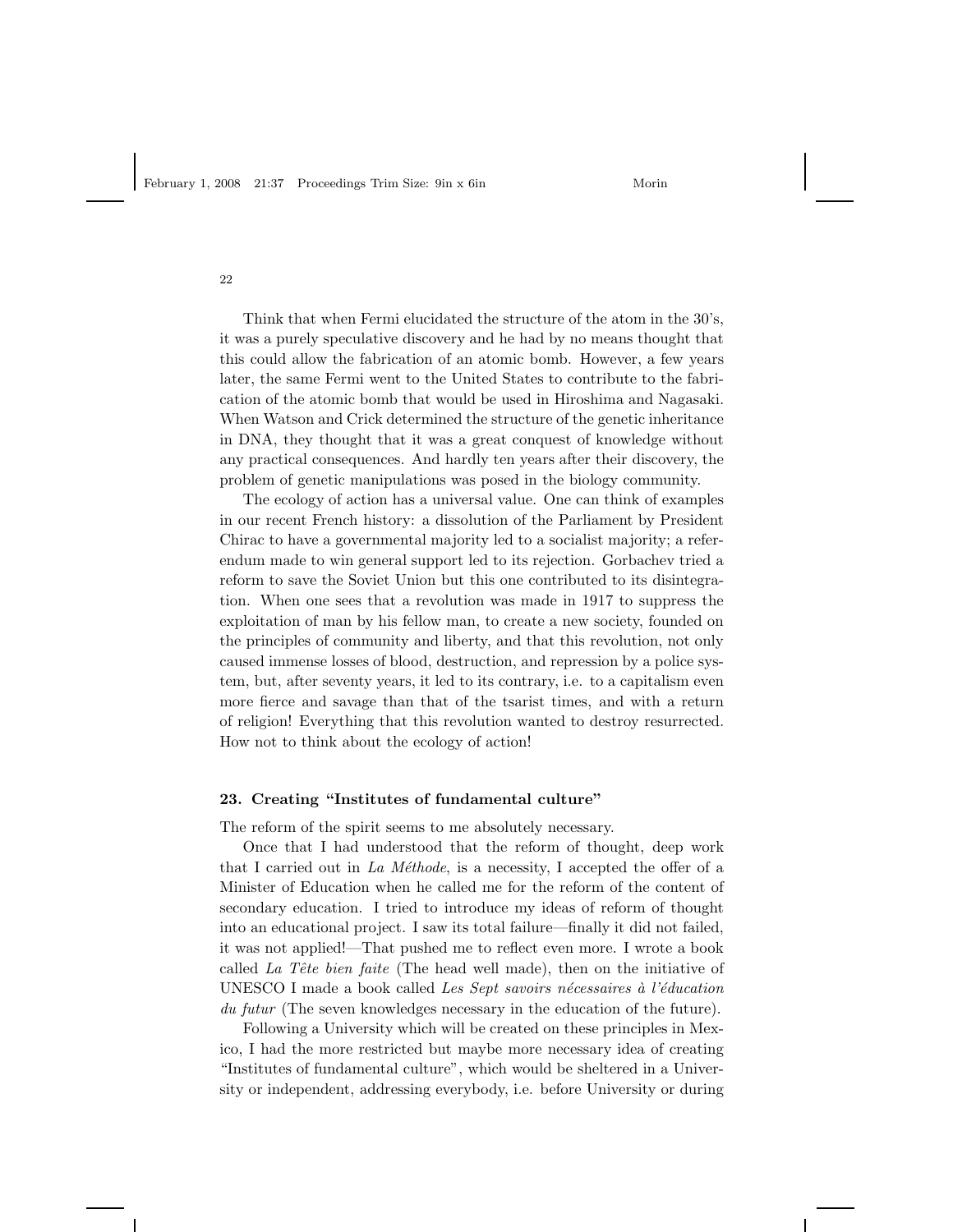Think that when Fermi elucidated the structure of the atom in the 30's, it was a purely speculative discovery and he had by no means thought that this could allow the fabrication of an atomic bomb. However, a few years later, the same Fermi went to the United States to contribute to the fabrication of the atomic bomb that would be used in Hiroshima and Nagasaki. When Watson and Crick determined the structure of the genetic inheritance in DNA, they thought that it was a great conquest of knowledge without any practical consequences. And hardly ten years after their discovery, the problem of genetic manipulations was posed in the biology community.

The ecology of action has a universal value. One can think of examples in our recent French history: a dissolution of the Parliament by President Chirac to have a governmental majority led to a socialist majority; a referendum made to win general support led to its rejection. Gorbachev tried a reform to save the Soviet Union but this one contributed to its disintegration. When one sees that a revolution was made in 1917 to suppress the exploitation of man by his fellow man, to create a new society, founded on the principles of community and liberty, and that this revolution, not only caused immense losses of blood, destruction, and repression by a police system, but, after seventy years, it led to its contrary, i.e. to a capitalism even more fierce and savage than that of the tsarist times, and with a return of religion! Everything that this revolution wanted to destroy resurrected. How not to think about the ecology of action!

### 23. Creating "Institutes of fundamental culture"

The reform of the spirit seems to me absolutely necessary.

Once that I had understood that the reform of thought, deep work that I carried out in *La Méthode*, is a necessity, I accepted the offer of a Minister of Education when he called me for the reform of the content of secondary education. I tried to introduce my ideas of reform of thought into an educational project. I saw its total failure—finally it did not failed, it was not applied!—That pushed me to reflect even more. I wrote a book called *La Tête bien faite* (The head well made), then on the initiative of UNESCO I made a book called *Les Sept savoirs nécessaires à l'éducation du futur* (The seven knowledges necessary in the education of the future).

Following a University which will be created on these principles in Mexico, I had the more restricted but maybe more necessary idea of creating "Institutes of fundamental culture", which would be sheltered in a University or independent, addressing everybody, i.e. before University or during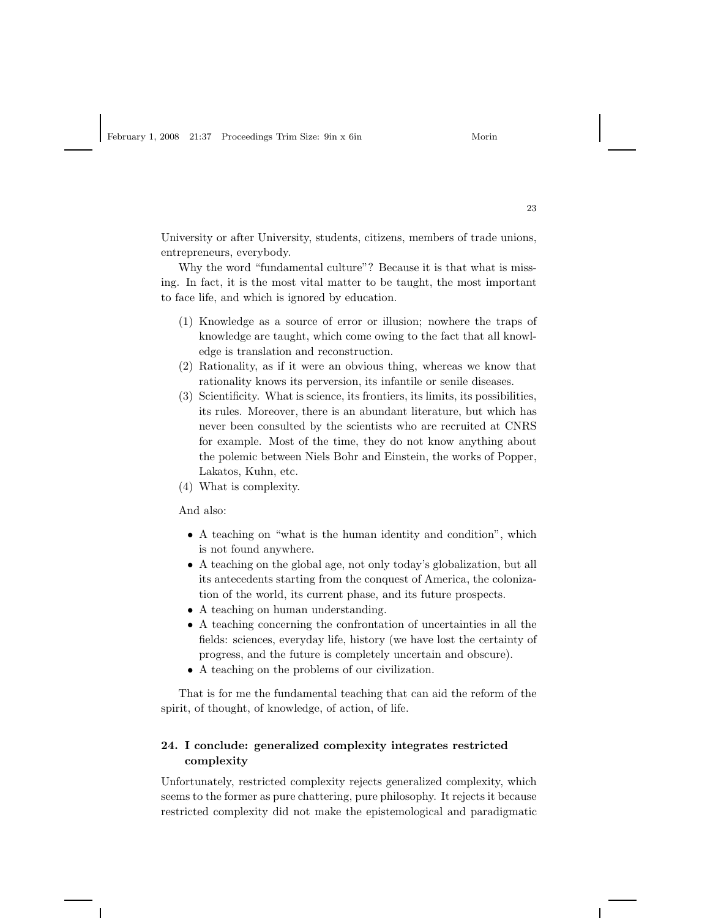University or after University, students, citizens, members of trade unions, entrepreneurs, everybody.

Why the word "fundamental culture"? Because it is that what is missing. In fact, it is the most vital matter to be taught, the most important to face life, and which is ignored by education.

(1) Knowledge as a source of error or illusion; nowhere the traps of knowledge are taught, which come owing to the fact that all knowledge is translation and reconstruction.
(2) Rationality, as if it were an obvious thing, whereas we know that rationality knows its perversion, its infantile or senile diseases.
(3) Scientificity. What is science, its frontiers, its limits, its possibilities, its rules. Moreover, there is an abundant literature, but which has never been consulted by the scientists who are recruited at CNRS for example. Most of the time, they do not know anything about the polemic between Niels Bohr and Einstein, the works of Popper, Lakatos, Kuhn, etc.
(4) What is complexity.

And also:

- A teaching on "what is the human identity and condition", which is not found anywhere.
- A teaching on the global age, not only today's globalization, but all its antecedents starting from the conquest of America, the colonization of the world, its current phase, and its future prospects.
- A teaching on human understanding.
- A teaching concerning the confrontation of uncertainties in all the fields: sciences, everyday life, history (we have lost the certainty of progress, and the future is completely uncertain and obscure).
- A teaching on the problems of our civilization.

That is for me the fundamental teaching that can aid the reform of the spirit, of thought, of knowledge, of action, of life.

## 24. I conclude: generalized complexity integrates restricted complexity

Unfortunately, restricted complexity rejects generalized complexity, which seems to the former as pure chattering, pure philosophy. It rejects it because restricted complexity did not make the epistemological and paradigmatic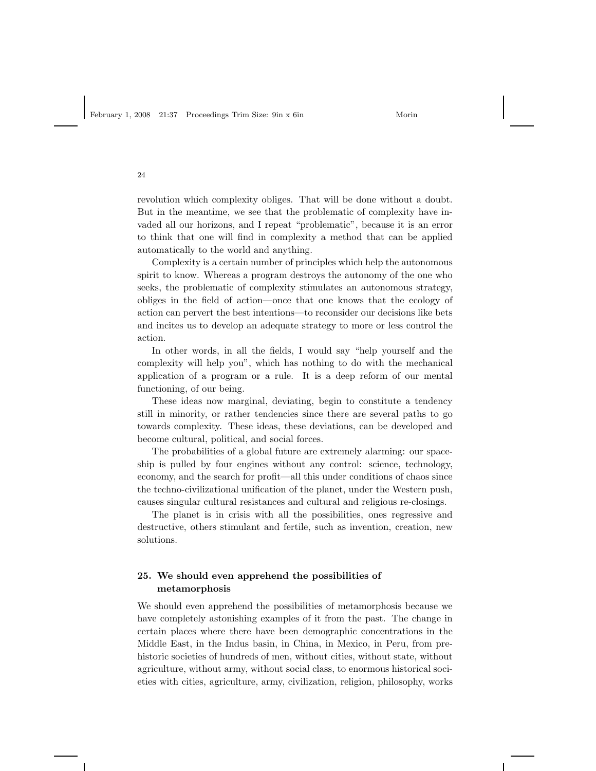revolution which complexity obliges. That will be done without a doubt. But in the meantime, we see that the problematic of complexity have invaded all our horizons, and I repeat "problematic", because it is an error to think that one will find in complexity a method that can be applied automatically to the world and anything.

Complexity is a certain number of principles which help the autonomous spirit to know. Whereas a program destroys the autonomy of the one who seeks, the problematic of complexity stimulates an autonomous strategy, obliges in the field of action—once that one knows that the ecology of action can pervert the best intentions—to reconsider our decisions like bets and incites us to develop an adequate strategy to more or less control the action.

In other words, in all the fields, I would say "help yourself and the complexity will help you", which has nothing to do with the mechanical application of a program or a rule. It is a deep reform of our mental functioning, of our being.

These ideas now marginal, deviating, begin to constitute a tendency still in minority, or rather tendencies since there are several paths to go towards complexity. These ideas, these deviations, can be developed and become cultural, political, and social forces.

The probabilities of a global future are extremely alarming: our spaceship is pulled by four engines without any control: science, technology, economy, and the search for profit—all this under conditions of chaos since the techno-civilizational unification of the planet, under the Western push, causes singular cultural resistances and cultural and religious re-closings.

The planet is in crisis with all the possibilities, ones regressive and destructive, others stimulant and fertile, such as invention, creation, new solutions.

## 25. We should even apprehend the possibilities of metamorphosis

We should even apprehend the possibilities of metamorphosis because we have completely astonishing examples of it from the past. The change in certain places where there have been demographic concentrations in the Middle East, in the Indus basin, in China, in Mexico, in Peru, from prehistoric societies of hundreds of men, without cities, without state, without agriculture, without army, without social class, to enormous historical societies with cities, agriculture, army, civilization, religion, philosophy, works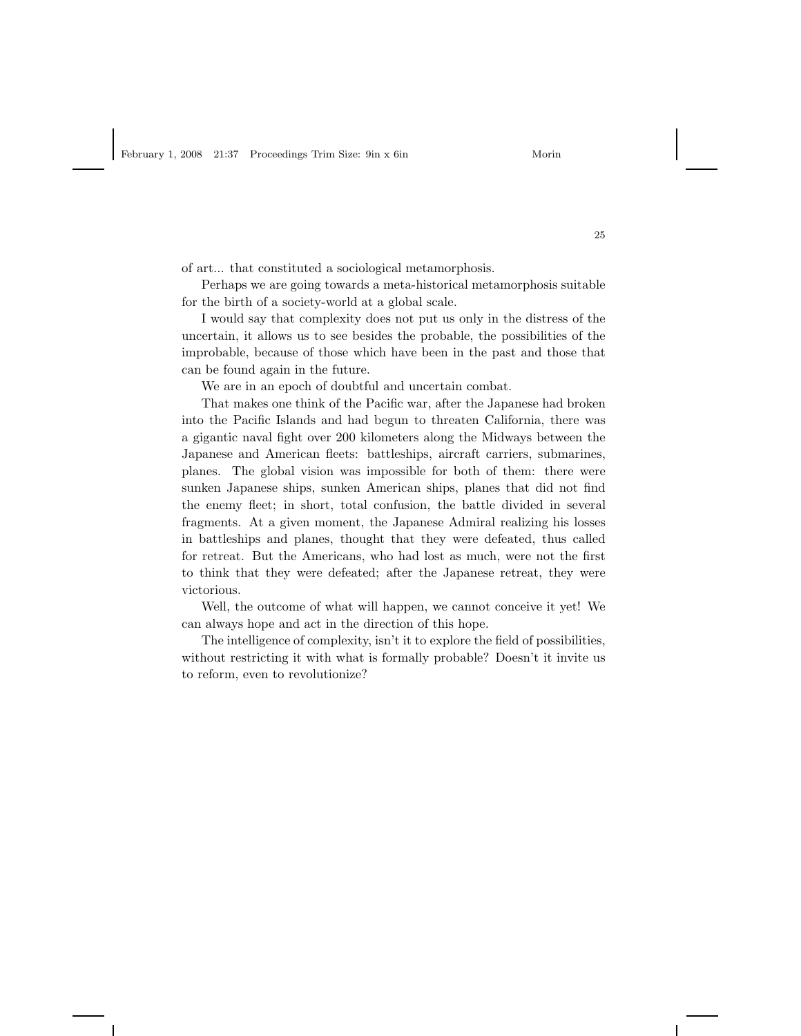of art... that constituted a sociological metamorphosis.

Perhaps we are going towards a meta-historical metamorphosis suitable for the birth of a society-world at a global scale.

I would say that complexity does not put us only in the distress of the uncertain, it allows us to see besides the probable, the possibilities of the improbable, because of those which have been in the past and those that can be found again in the future.

We are in an epoch of doubtful and uncertain combat.

That makes one think of the Pacific war, after the Japanese had broken into the Pacific Islands and had begun to threaten California, there was a gigantic naval fight over 200 kilometers along the Midways between the Japanese and American fleets: battleships, aircraft carriers, submarines, planes. The global vision was impossible for both of them: there were sunken Japanese ships, sunken American ships, planes that did not find the enemy fleet; in short, total confusion, the battle divided in several fragments. At a given moment, the Japanese Admiral realizing his losses in battleships and planes, thought that they were defeated, thus called for retreat. But the Americans, who had lost as much, were not the first to think that they were defeated; after the Japanese retreat, they were victorious.

Well, the outcome of what will happen, we cannot conceive it yet! We can always hope and act in the direction of this hope.

The intelligence of complexity, isn't it to explore the field of possibilities, without restricting it with what is formally probable? Doesn't it invite us to reform, even to revolutionize?